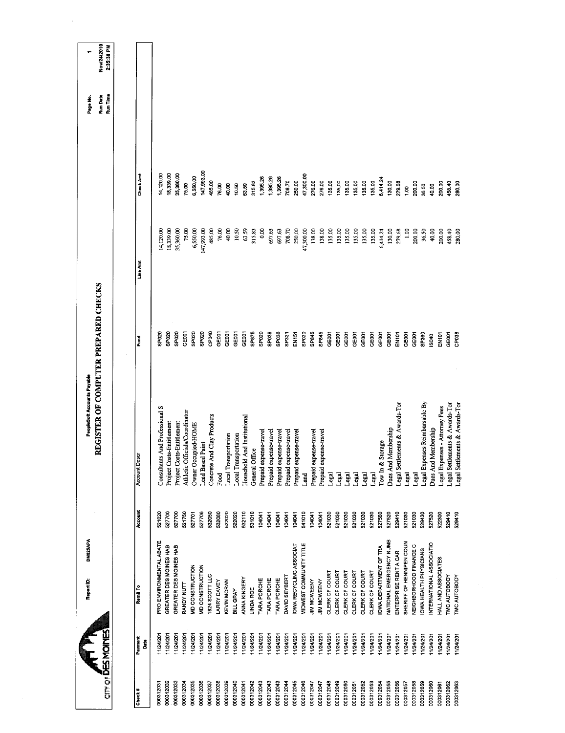CITY OF DES MOINES

Report ID: DM025APA

PeopleSoft Accounts Payable

# REGISTER OF COMPUTER PREPARED CHECKS

Page No. 1
Run Date Nov/24/2010
Run Time 2:35:38 PM

| Check # | Payment Date | Remit To | Account | Account Descr | Fund | Line Amt | Check Amt |
|---|---|---|---|---|---|---|---|
| 000312031 | 11/24/201 | PRO ENVIRONMENTAL ABATE | 521020 | Consultants And Professional S | SP020 | 14,120.00 | 14,120.00 |
| 000312032 | 11/24/201 | GREATER DES MOINES HAB | 527700 | Project Costs-Entitlement | SP020 | 18,339.00 | 18,339.00 |
| 000312033 | 11/24/201 | GREATER DES MOINES HAB | 527700 | Project Costs-Entitlement | SP020 | 35,360.00 | 35,360.00 |
| 000312034 | 11/24/201 | RANDY NUTT | 521750 | Athletic Officials/Coordinator | GE001 | 75.00 | 75.00 |
| 000312035 | 11/24/201 | MD CONSTRUCTION | 527701 | Owner Occupied-HOME | SP020 | 6,550.00 | 6,550.00 |
| 000312036 | 11/24/201 | MD CONSTRUCTION | 527706 | Lead Based Paint | SP020 | 147,993.00 | 147,993.00 |
| 000312037 | 11/24/201 | 1824 SCOTT LLC | 532050 | Concrete And Clay Products | CP040 | 485.00 | 485.00 |
| 000312038 | 11/24/201 | LARRY DAVEY | 532080 | Food | GE001 | 76.00 | 76.00 |
| 000312039 | 11/24/201 | KEVIN MORAN | 522020 | Local Transportation | GE001 | 40.00 | 40.00 |
| 000312040 | 11/24/201 | BILL GRAY | 522020 | Local Transportation | GE001 | 10.50 | 10.50 |
| 000312041 | 11/24/201 | ANNA KINGERY | 532110 | Household And Institutional | GE001 | 63.59 | 63.59 |
| 000312042 | 11/24/201 | LINDA ROE | 531010 | General Office | SP875 | 315.83 | 315.83 |
| 000312043 | 11/24/201 | TARA PORCHE | 104041 | Prepaid expense-travel | SP020 | 0.00 | 1,395.26 |
| 000312043 | 11/24/201 | TARA PORCHE | 104041 | Prepaid expense-travel | SP038 | 697.63 | 1,395.26 |
| 000312043 | 11/24/201 | TARA PORCHE | 104041 | Prepaid expense-travel | SP038 | 697.63 | 1,395.26 |
| 000312044 | 11/24/201 | DAVID SEYBERT | 104041 | Prepaid expense-travel | SP321 | 708.70 | 708.70 |
| 000312045 | 11/24/201 | IOWA RECYCLING ASSOCIAT | 104041 | Prepaid expense-travel | EN151 | 250.00 | 250.00 |
| 000312046 | 11/24/201 | MIDWEST COMMUNITY TITLE | 541010 | Land | SP020 | 47,300.00 | 47,300.00 |
| 000312047 | 11/24/201 | JIM MCWEENY | 104041 | Prepaid expense-travel | SP845 | 138.00 | 276.00 |
| 000312047 | 11/24/201 | JIM MCWEENY | 104041 | Prepaid expense-travel | SP845 | 138.00 | 276.00 |
| 000312048 | 11/24/201 | CLERK OF COURT | 521030 | Legal | GE001 | 135.00 | 135.00 |
| 000312049 | 11/24/201 | CLERK OF COURT | 521030 | Legal | GE001 | 135.00 | 135.00 |
| 000312050 | 11/24/201 | CLERK OF COURT | 521030 | Legal | GE001 | 135.00 | 135.00 |
| 000312051 | 11/24/201 | CLERK OF COURT | 521030 | Legal | GE001 | 135.00 | 135.00 |
| 000312052 | 11/24/201 | CLERK OF COURT | 521030 | Legal | GE001 | 135.00 | 135.00 |
| 000312053 | 11/24/201 | CLERK OF COURT | 521030 | Legal | GE001 | 135.00 | 135.00 |
| 000312054 | 11/24/201 | IOWA DEPARTMENT OF TRA | 527560 | Tow In & Storage | GE001 | 6,414.24 | 6,414.24 |
| 000312055 | 11/24/201 | NATIONAL EMERGENCY NUMB | 527520 | Dues And Membership | GE001 | 130.00 | 130.00 |
| 000312056 | 11/24/201 | ENTERPRISE RENT A CAR | 529410 | Legal Settlements & Awards-Tor | EN101 | 279.68 | 279.68 |
| 000312057 | 11/24/201 | SHERIFF OF HENNIPEN COUN | 521030 | Legal | GE001 | 1.00 | 1.00 |
| 000312058 | 11/24/201 | NEIGHBORHOOD FINANCE C | 521030 | Legal | GE001 | 200.00 | 200.00 |
| 000312059 | 11/24/201 | IOWA HEALTH PHYSICIANS | 529430 | Legal Expenses Reimbursable By | SP360 | 36.50 | 36.50 |
| 000312060 | 11/24/201 | INTERNATIONAL ASSOCIATIO | 527520 | Dues And Membership | IS040 | 40.00 | 40.00 |
| 000312061 | 11/24/201 | HALL AND ASSOCIATES | 522300 | Legal Expenses - Attorney Fees | EN101 | 200.00 | 200.00 |
| 000312062 | 11/24/201 | TMC AUTOBODY | 529410 | Legal Settlements & Awards-Tor | GE001 | 458.40 | 458.40 |
| 000312063 | 11/24/201 | TMC AUTOBODY | 529410 | Legal Settlements & Awards-Tor | CP038 | 280.00 | 280.00 |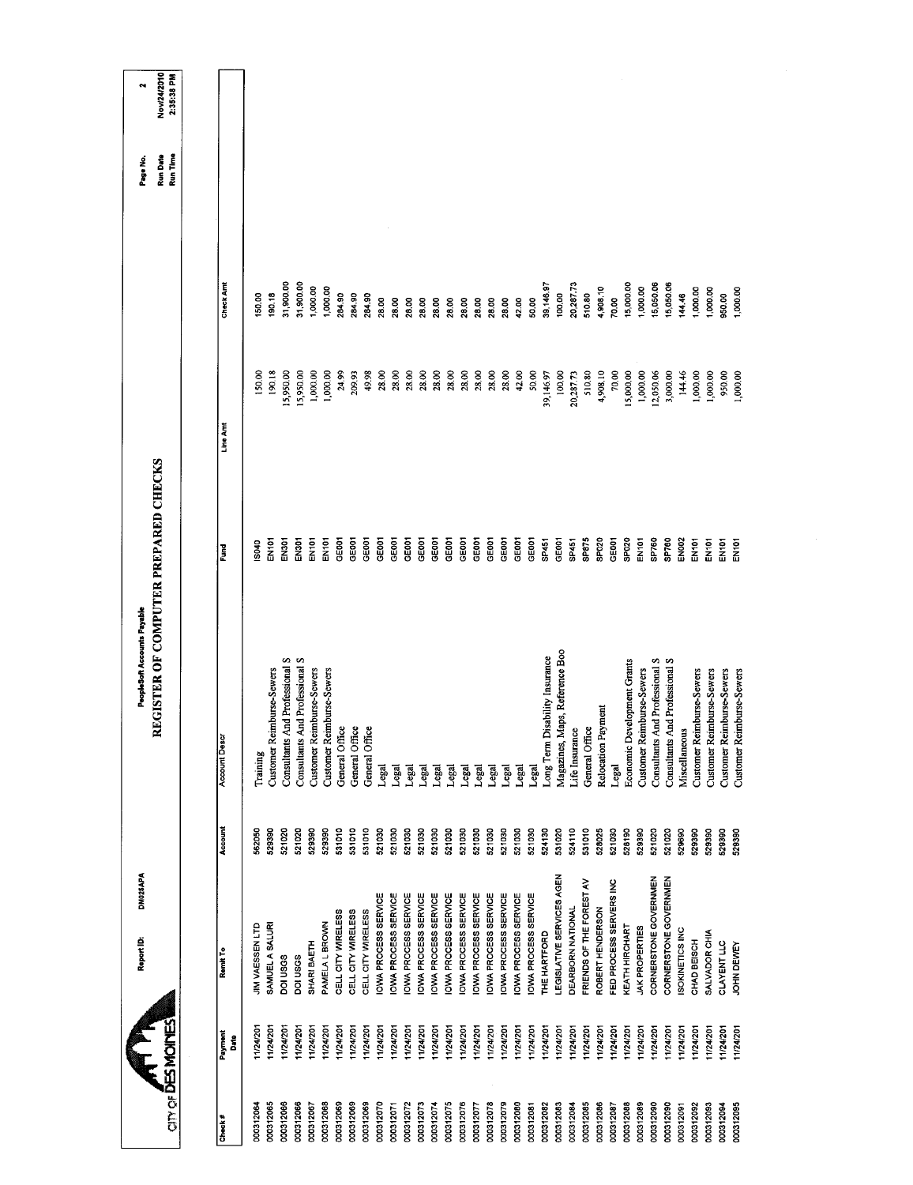# REGISTER OF COMPUTER PREPARED CHECKS

PeopleSoft Accounts Payable

Report ID: DM025APA

CITY OF DES MOINES

Page No. 2
Run Date Nov/24/2010
Run Time 2:35:38 PM

| Check # | Payment Date | Remit To | Account | Account Descr | Fund | Line Amt | Check Amt |
|---|---|---|---|---|---|---|---|
| 000312064 | 11/24/201 | JIM VAESSEN LTD | 562050 | Training | IS040 | 150.00 | 150.00 |
| 000312065 | 11/24/201 | SAMUEL A SALURI | 529390 | Customer Reimburse-Sewers | EN101 | 190.18 | 190.18 |
| 000312066 | 11/24/201 | DOI USGS | 521020 | Consultants And Professional S | EN301 | 15,950.00 | 31,900.00 |
| 000312066 | 11/24/201 | DOI USGS | 521020 | Consultants And Professional S | EN301 | 15,950.00 | 31,900.00 |
| 000312067 | 11/24/201 | SHARI BAETH | 529390 | Customer Reimburse-Sewers | EN101 | 1,000.00 | 1,000.00 |
| 000312068 | 11/24/201 | PAMELA L BROWN | 529390 | Customer Reimburse-Sewers | EN101 | 1,000.00 | 1,000.00 |
| 000312069 | 11/24/201 | CELL CITY WIRELESS | 531010 | General Office | GE001 | 24.99 | 284.90 |
| 000312069 | 11/24/201 | CELL CITY WIRELESS | 531010 | General Office | GE001 | 209.93 | 284.90 |
| 000312069 | 11/24/201 | CELL CITY WIRELESS | 531010 | General Office | GE001 | 49.98 | 284.90 |
| 000312070 | 11/24/201 | IOWA PROCESS SERVICE | 521030 | Legal | GE001 | 28.00 | 28.00 |
| 000312071 | 11/24/201 | IOWA PROCESS SERVICE | 521030 | Legal | GE001 | 28.00 | 28.00 |
| 000312072 | 11/24/201 | IOWA PROCESS SERVICE | 521030 | Legal | GE001 | 28.00 | 28.00 |
| 000312073 | 11/24/201 | IOWA PROCESS SERVICE | 521030 | Legal | GE001 | 28.00 | 28.00 |
| 000312074 | 11/24/201 | IOWA PROCESS SERVICE | 521030 | Legal | GE001 | 28.00 | 28.00 |
| 000312075 | 11/24/201 | IOWA PROCESS SERVICE | 521030 | Legal | GE001 | 28.00 | 28.00 |
| 000312076 | 11/24/201 | IOWA PROCESS SERVICE | 521030 | Legal | GE001 | 28.00 | 28.00 |
| 000312077 | 11/24/201 | IOWA PROCESS SERVICE | 521030 | Legal | GE001 | 28.00 | 28.00 |
| 000312078 | 11/24/201 | IOWA PROCESS SERVICE | 521030 | Legal | GE001 | 28.00 | 28.00 |
| 000312079 | 11/24/201 | IOWA PROCESS SERVICE | 521030 | Legal | GE001 | 28.00 | 28.00 |
| 000312080 | 11/24/201 | IOWA PROCESS SERVICE | 521030 | Legal | GE001 | 42.00 | 42.00 |
| 000312081 | 11/24/201 | IOWA PROCESS SERVICE | 521030 | Legal | GE001 | 50.00 | 50.00 |
| 000312082 | 11/24/201 | THE HARTFORD | 524130 | Long Term Disability Insurance | SP451 | 39,146.97 | 39,146.97 |
| 000312083 | 11/24/201 | LEGISLATIVE SERVICES AGEN | 531020 | Magazines, Maps, Reference Boo | GE001 | 100.00 | 100.00 |
| 000312084 | 11/24/201 | DEARBORN NATIONAL | 524110 | Life Insurance | SP451 | 20,287.73 | 20,287.73 |
| 000312085 | 11/24/201 | FRIENDS OF THE FOREST AV | 531010 | General Office | SP875 | 510.80 | 510.80 |
| 000312086 | 11/24/201 | ROBERT HENDERSON | 528025 | Relocation Payment | SP020 | 4,908.10 | 4,908.10 |
| 000312087 | 11/24/201 | FED PROCESS SERVERS INC | 521030 | Legal | GE001 | 70.00 | 70.00 |
| 000312088 | 11/24/201 | KEATH HIRCHART | 528190 | Economic Development Grants | SP020 | 15,000.00 | 15,000.00 |
| 000312089 | 11/24/201 | JAK PROPERTIES | 529390 | Customer Reimburse-Sewers | EN101 | 1,000.00 | 1,000.00 |
| 000312090 | 11/24/201 | CORNERSTONE GOVERNMEN | 521020 | Consultants And Professional S | SP760 | 12,050.06 | 15,050.06 |
| 000312090 | 11/24/201 | CORNERSTONE GOVERNMEN | 521020 | Consultants And Professional S | SP760 | 3,000.00 | 15,050.06 |
| 000312091 | 11/24/201 | ISOKINETICS INC | 529690 | Miscellaneous | EN002 | 144.46 | 144.46 |
| 000312092 | 11/24/201 | CHAD BEISCH | 529390 | Customer Reimburse-Sewers | EN101 | 1,000.00 | 1,000.00 |
| 000312093 | 11/24/201 | SALVADOR CHIA | 529390 | Customer Reimburse-Sewers | EN101 | 1,000.00 | 1,000.00 |
| 000312094 | 11/24/201 | CLAYENT LLC | 529390 | Customer Reimburse-Sewers | EN101 | 950.00 | 950.00 |
| 000312095 | 11/24/201 | JOHN DEWEY | 529390 | Customer Reimburse-Sewers | EN101 | 1,000.00 | 1,000.00 |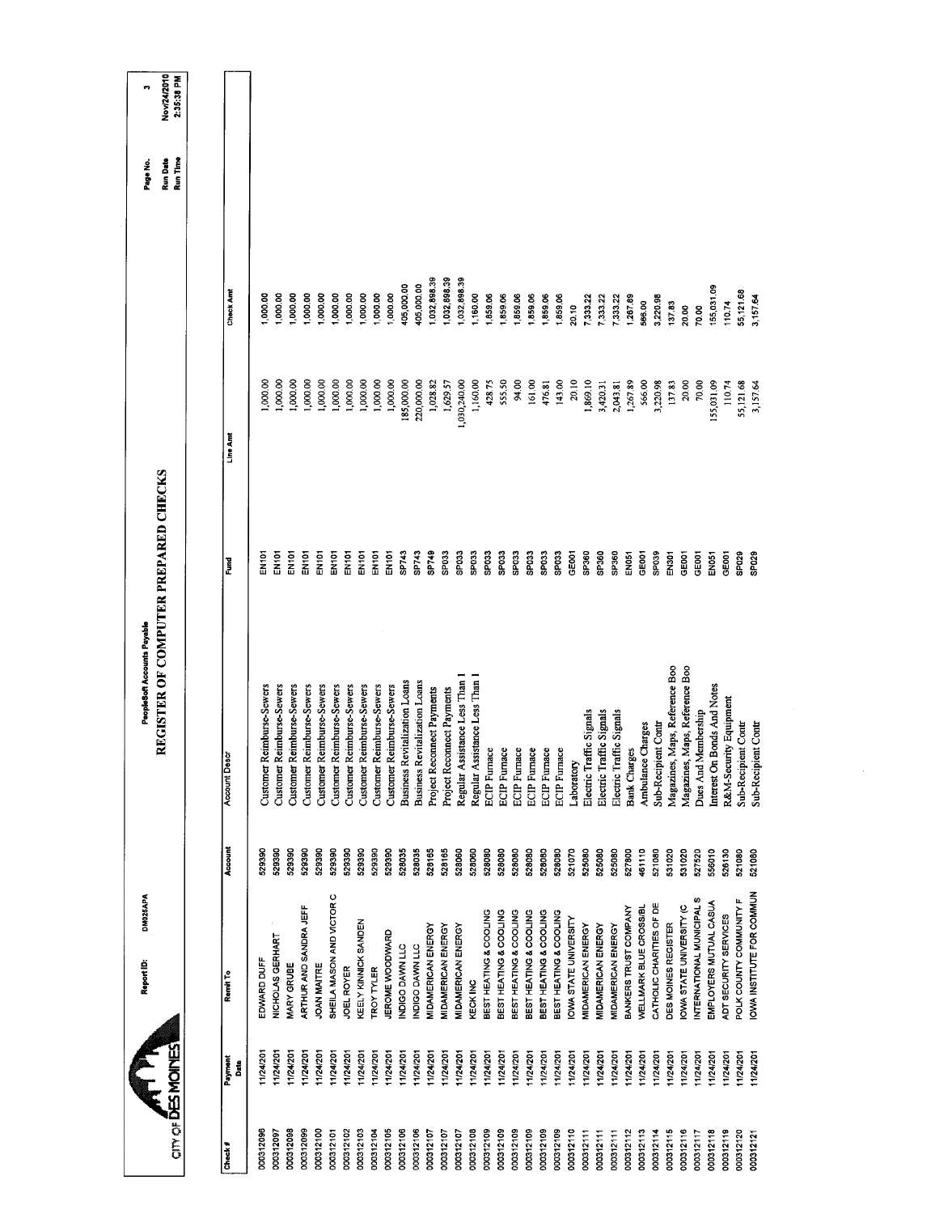CITY OF DES MOINES

Report ID: DM025APA

PeopleSoft Accounts Payable

# REGISTER OF COMPUTER PREPARED CHECKS

Run Date: Nov/24/2010
Run Time: 2:35:38 PM

| Check # | Payment Date | Remit To | Account | Account Descr | Fund | Line Amt | Check Amt |
|---|---|---|---|---|---|---|---|
| 000312096 | 11/24/201 | EDWARD DUFF | 529390 | Customer Reimburse-Sewers | EN101 | 1,000.00 | 1,000.00 |
| 000312097 | 11/24/201 | NICHOLAS GERHART | 529390 | Customer Reimburse-Sewers | EN101 | 1,000.00 | 1,000.00 |
| 000312098 | 11/24/201 | MARY GRUBE | 529390 | Customer Reimburse-Sewers | EN101 | 1,000.00 | 1,000.00 |
| 000312099 | 11/24/201 | ARTHUR AND SANDRA JEFF | 529390 | Customer Reimburse-Sewers | EN101 | 1,000.00 | 1,000.00 |
| 000312100 | 11/24/201 | JOAN MAITRE | 529390 | Customer Reimburse-Sewers | EN101 | 1,000.00 | 1,000.00 |
| 000312101 | 11/24/201 | SHEILA MASON AND VICTOR C | 529390 | Customer Reimburse-Sewers | EN101 | 1,000.00 | 1,000.00 |
| 000312102 | 11/24/201 | JOEL ROYER | 529390 | Customer Reimburse-Sewers | EN101 | 1,000.00 | 1,000.00 |
| 000312103 | 11/24/201 | KEELY KINNICK SANDEN | 529390 | Customer Reimburse-Sewers | EN101 | 1,000.00 | 1,000.00 |
| 000312104 | 11/24/201 | TROY TYLER | 529390 | Customer Reimburse-Sewers | EN101 | 1,000.00 | 1,000.00 |
| 000312105 | 11/24/201 | JEROME WOODWARD | 529390 | Customer Reimburse-Sewers | EN101 | 1,000.00 | 1,000.00 |
| 000312106 | 11/24/201 | INDIGO DAWN LLC | 528035 | Business Revitalization Loans | SP743 | 185,000.00 | 405,000.00 |
| 000312106 | 11/24/201 | INDIGO DAWN LLC | 528035 | Business Revitalization Loans | SP743 | 220,000.00 | 405,000.00 |
| 000312107 | 11/24/201 | MIDAMERICAN ENERGY | 528165 | Project Reconnect Payments | SP749 | 1,028.82 | 1,032,898.39 |
| 000312107 | 11/24/201 | MIDAMERICAN ENERGY | 528165 | Project Reconnect Payments | SP033 | 1,629.57 | 1,032,898.39 |
| 000312107 | 11/24/201 | MIDAMERICAN ENERGY | 528060 | Regular Assistance Less Than 1 | SP033 | 1,030,240.00 | 1,032,898.39 |
| 000312108 | 11/24/201 | KECK INC | 528060 | Regular Assistance Less Than 1 | SP033 | 1,160.00 | 1,160.00 |
| 000312109 | 11/24/201 | BEST HEATING & COOLING | 528080 | ECIP Furnace | SP033 | 428.75 | 1,859.06 |
| 000312109 | 11/24/201 | BEST HEATING & COOLING | 528080 | ECIP Furnace | SP033 | 555.50 | 1,859.06 |
| 000312109 | 11/24/201 | BEST HEATING & COOLING | 528080 | ECIP Furnace | SP033 | 94.00 | 1,859.06 |
| 000312109 | 11/24/201 | BEST HEATING & COOLING | 528080 | ECIP Furnace | SP033 | 161.00 | 1,859.06 |
| 000312109 | 11/24/201 | BEST HEATING & COOLING | 528080 | ECIP Furnace | SP033 | 476.81 | 1,859.06 |
| 000312109 | 11/24/201 | BEST HEATING & COOLING | 528080 | ECIP Furnace | SP033 | 143.00 | 1,859.06 |
| 000312110 | 11/24/201 | IOWA STATE UNIVERSITY | 521070 | Laboratory | GE001 | 20.10 | 20.10 |
| 000312111 | 11/24/201 | MIDAMERICAN ENERGY | 525080 | Electric Traffic Signals | SP360 | 1,869.10 | 7,333.22 |
| 000312111 | 11/24/201 | MIDAMERICAN ENERGY | 525080 | Electric Traffic Signals | SP360 | 3,420.31 | 7,333.22 |
| 000312111 | 11/24/201 | MIDAMERICAN ENERGY | 525080 | Electric Traffic Signals | SP360 | 2,043.81 | 7,333.22 |
| 000312112 | 11/24/201 | BANKERS TRUST COMPANY | 527800 | Bank Charges | EN051 | 1,267.89 | 1,267.89 |
| 000312113 | 11/24/201 | WELLMARK BLUE CROSS/BL | 461110 | Ambulance Charges | GE001 | 566.00 | 566.00 |
| 000312114 | 11/24/201 | CATHOLIC CHARITIES OF DE | 521080 | Sub-Recipient Contr | SP039 | 3,220.98 | 3,220.98 |
| 000312115 | 11/24/201 | DES MOINES REGISTER | 531020 | Magazines, Maps, Reference Boo | EN301 | 137.83 | 137.83 |
| 000312116 | 11/24/201 | IOWA STATE UNIVERSITY (C | 531020 | Magazines, Maps, Reference Boo | GE001 | 20.00 | 20.00 |
| 000312117 | 11/24/201 | INTERNATIONAL MUNICIPAL S | 527520 | Dues And Membership | GE001 | 70.00 | 70.00 |
| 000312118 | 11/24/201 | EMPLOYERS MUTUAL CASUA | 556010 | Interest On Bonds And Notes | EN051 | 155,031.09 | 155,031.09 |
| 000312119 | 11/24/201 | ADT SECURITY SERVICES | 526130 | R&M-Security Equipment | GE001 | 110.74 | 110.74 |
| 000312120 | 11/24/201 | POLK COUNTY COMMUNITY F | 521080 | Sub-Recipient Contr | SP029 | 55,121.68 | 55,121.68 |
| 000312121 | 11/24/201 | IOWA INSTITUTE FOR COMMUN | 521080 | Sub-Recipient Contr | SP029 | 3,157.64 | 3,157.64 |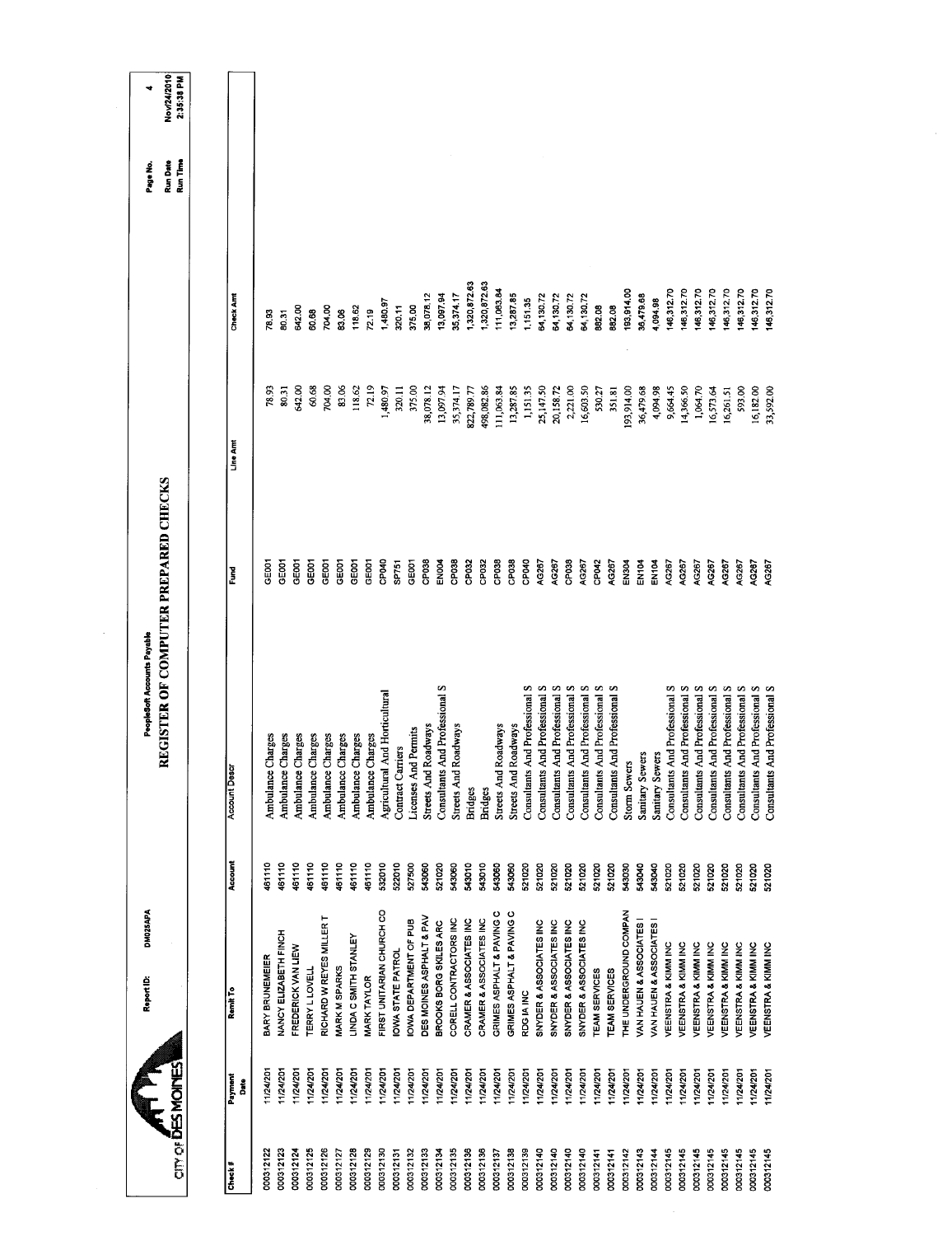CITY OF DES MOINES

Report ID: DM025APA

PeopleSoft Accounts Payable

# REGISTER OF COMPUTER PREPARED CHECKS

Page No. 4
Run Date Nov/24/2010
Run Time 2:35:38 PM

| Check # | Payment Date | Remit To | Account | Account Descr | Fund | Line Amt | Check Amt |
|---|---|---|---|---|---|---|---|
| 000312122 | 11/24/201 | BARY BRUNEMEIER | 461110 | Ambulance Charges | GE001 | 78.93 | 78.93 |
| 000312123 | 11/24/201 | NANCY ELIZABETH FINCH | 461110 | Ambulance Charges | GE001 | 80.31 | 80.31 |
| 000312124 | 11/24/201 | FREDERICK VAN LIEW | 461110 | Ambulance Charges | GE001 | 642.00 | 642.00 |
| 000312125 | 11/24/201 | TERRY L LOVELL | 461110 | Ambulance Charges | GE001 | 60.68 | 60.68 |
| 000312126 | 11/24/201 | RICHARD W REYES MILLER T | 461110 | Ambulance Charges | GE001 | 704.00 | 704.00 |
| 000312127 | 11/24/201 | MARK M SPARKS | 461110 | Ambulance Charges | GE001 | 83.06 | 83.06 |
| 000312128 | 11/24/201 | LINDA C SMITH STANLEY | 461110 | Ambulance Charges | GE001 | 118.62 | 118.62 |
| 000312129 | 11/24/201 | MARK TAYLOR | 461110 | Ambulance Charges | GE001 | 72.19 | 72.19 |
| 000312130 | 11/24/201 | FIRST UNITARIAN CHURCH CO | 532010 | Agricultural And Horticultural | CP040 | 1,480.97 | 1,480.97 |
| 000312131 | 11/24/201 | IOWA STATE PATROL | 522010 | Contract Carriers | SP751 | 320.11 | 320.11 |
| 000312132 | 11/24/201 | IOWA DEPARTMENT OF PUB | 527500 | Licenses And Permits | GE001 | 375.00 | 375.00 |
| 000312133 | 11/24/201 | DES MOINES ASPHALT & PAV | 543060 | Streets And Roadways | CP038 | 38,078.12 | 38,078.12 |
| 000312134 | 11/24/201 | BROOKS BORG SKILES ARC | 521020 | Consultants And Professional S | EN004 | 13,097.94 | 13,097.94 |
| 000312135 | 11/24/201 | CORELL CONTRACTORS INC | 543060 | Streets And Roadways | CP038 | 35,374.17 | 35,374.17 |
| 000312136 | 11/24/201 | CRAMER & ASSOCIATES INC | 543010 | Bridges | CP032 | 822,789.77 | 1,320,872.63 |
| 000312136 | 11/24/201 | CRAMER & ASSOCIATES INC | 543010 | Bridges | CP032 | 498,082.86 | 1,320,872.63 |
| 000312137 | 11/24/201 | GRIMES ASPHALT & PAVING C | 543060 | Streets And Roadways | CP038 | 111,063.84 | 111,063.84 |
| 000312138 | 11/24/201 | GRIMES ASPHALT & PAVING C | 543060 | Streets And Roadways | CP038 | 13,287.85 | 13,287.85 |
| 000312139 | 11/24/201 | RDG IA INC | 521020 | Consultants And Professional S | CP040 | 1,151.35 | 1,151.35 |
| 000312140 | 11/24/201 | SNYDER & ASSOCIATES INC | 521020 | Consultants And Professional S | AG267 | 25,147.50 | 64,130.72 |
| 000312140 | 11/24/201 | SNYDER & ASSOCIATES INC | 521020 | Consultants And Professional S | AG267 | 20,158.72 | 64,130.72 |
| 000312140 | 11/24/201 | SNYDER & ASSOCIATES INC | 521020 | Consultants And Professional S | CP038 | 2,221.00 | 64,130.72 |
| 000312140 | 11/24/201 | SNYDER & ASSOCIATES INC | 521020 | Consultants And Professional S | AG267 | 16,603.50 | 64,130.72 |
| 000312141 | 11/24/201 | TEAM SERVICES | 521020 | Consultants And Professional S | CP042 | 530.27 | 882.08 |
| 000312141 | 11/24/201 | TEAM SERVICES | 521020 | Consultants And Professional S | AG267 | 351.81 | 882.08 |
| 000312142 | 11/24/201 | THE UNDERGROUND COMPAN | 543030 | Storm Sewers | EN304 | 193,914.00 | 193,914.00 |
| 000312143 | 11/24/201 | VAN HAUEN & ASSOCIATES I | 543040 | Sanitary Sewers | EN104 | 36,479.68 | 36,479.68 |
| 000312144 | 11/24/201 | VAN HAUEN & ASSOCIATES I | 543040 | Sanitary Sewers | EN104 | 4,094.98 | 4,094.98 |
| 000312145 | 11/24/201 | VEENSTRA & KIMM INC | 521020 | Consultants And Professional S | AG267 | 9,664.45 | 146,312.70 |
| 000312145 | 11/24/201 | VEENSTRA & KIMM INC | 521020 | Consultants And Professional S | AG267 | 14,366.50 | 146,312.70 |
| 000312145 | 11/24/201 | VEENSTRA & KIMM INC | 521020 | Consultants And Professional S | AG267 | 1,064.70 | 146,312.70 |
| 000312145 | 11/24/201 | VEENSTRA & KIMM INC | 521020 | Consultants And Professional S | AG267 | 16,573.64 | 146,312.70 |
| 000312145 | 11/24/201 | VEENSTRA & KIMM INC | 521020 | Consultants And Professional S | AG267 | 16,261.51 | 146,312.70 |
| 000312145 | 11/24/201 | VEENSTRA & KIMM INC | 521020 | Consultants And Professional S | AG267 | 593.00 | 146,312.70 |
| 000312145 | 11/24/201 | VEENSTRA & KIMM INC | 521020 | Consultants And Professional S | AG267 | 16,182.00 | 146,312.70 |
| 000312145 | 11/24/201 | VEENSTRA & KIMM INC | 521020 | Consultants And Professional S | AG267 | 33,592.00 | 146,312.70 |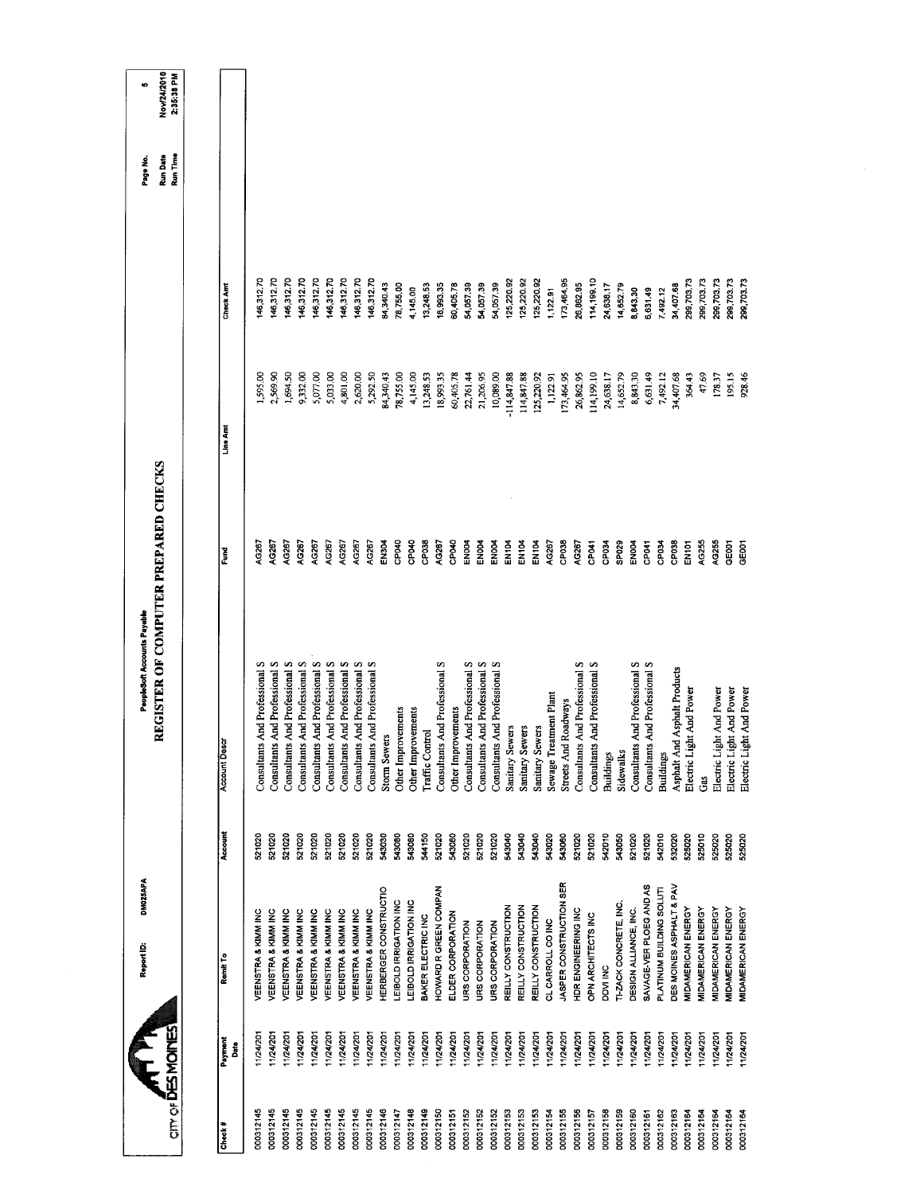CITY OF DES MOINES

Report ID: DM025APA

PeopleSoft Accounts Payable

# REGISTER OF COMPUTER PREPARED CHECKS

Page No. 5
Run Date Nov/24/2010
Run Time 2:35:38 PM

| Check # | Payment Date | Remit To | Account | Account Descr | Fund | Line Amt | Check Amt |
|---|---|---|---|---|---|---|---|
| 000312145 | 11/24/201 | VEENSTRA & KIMM INC | 521020 | Consultants And Professional S | AG267 | 1,595.00 | 146,312.70 |
| 000312145 | 11/24/201 | VEENSTRA & KIMM INC | 521020 | Consultants And Professional S | AG267 | 2,569.90 | 146,312.70 |
| 000312145 | 11/24/201 | VEENSTRA & KIMM INC | 521020 | Consultants And Professional S | AG267 | 1,694.50 | 146,312.70 |
| 000312145 | 11/24/201 | VEENSTRA & KIMM INC | 521020 | Consultants And Professional S | AG267 | 9,332.00 | 146,312.70 |
| 000312145 | 11/24/201 | VEENSTRA & KIMM INC | 521020 | Consultants And Professional S | AG267 | 5,077.00 | 146,312.70 |
| 000312145 | 11/24/201 | VEENSTRA & KIMM INC | 521020 | Consultants And Professional S | AG267 | 5,033.00 | 146,312.70 |
| 000312145 | 11/24/201 | VEENSTRA & KIMM INC | 521020 | Consultants And Professional S | AG267 | 4,801.00 | 146,312.70 |
| 000312145 | 11/24/201 | VEENSTRA & KIMM INC | 521020 | Consultants And Professional S | AG267 | 2,620.00 | 146,312.70 |
| 000312145 | 11/24/201 | VEENSTRA & KIMM INC | 521020 | Consultants And Professional S | AG267 | 5,292.50 | 146,312.70 |
| 000312146 | 11/24/201 | HERBERGER CONSTRUCTIO | 543030 | Storm Sewers | EN304 | 84,340.43 | 84,340.43 |
| 000312147 | 11/24/201 | LEIBOLD IRRIGATION INC | 543080 | Other Improvements | CP040 | 78,755.00 | 78,755.00 |
| 000312148 | 11/24/201 | LEIBOLD IRRIGATION INC | 543080 | Other Improvements | CP040 | 4,145.00 | 4,145.00 |
| 000312149 | 11/24/201 | BAKER ELECTRIC INC | 544150 | Traffic Control | CP038 | 13,248.53 | 13,248.53 |
| 000312150 | 11/24/201 | HOWARD R GREEN COMPAN | 521020 | Consultants And Professional S | AG287 | 18,993.35 | 18,993.35 |
| 000312151 | 11/24/201 | ELDER CORPORATION | 543080 | Other Improvements | CP040 | 60,405.78 | 60,405.78 |
| 000312152 | 11/24/201 | URS CORPORATION | 521020 | Consultants And Professional S | EN004 | 22,761.44 | 54,057.39 |
| 000312152 | 11/24/201 | URS CORPORATION | 521020 | Consultants And Professional S | EN004 | 21,206.95 | 54,057.39 |
| 000312152 | 11/24/201 | URS CORPORATION | 521020 | Consultants And Professional S | EN004 | 10,089.00 | 54,057.39 |
| 000312153 | 11/24/201 | REILLY CONSTRUCTION | 543040 | Sanitary Sewers | EN104 | -114,847.88 | 125,220.92 |
| 000312153 | 11/24/201 | REILLY CONSTRUCTION | 543040 | Sanitary Sewers | EN104 | 114,847.88 | 125,220.92 |
| 000312153 | 11/24/201 | REILLY CONSTRUCTION | 543040 | Sanitary Sewers | EN104 | 125,220.92 | 125,220.92 |
| 000312154 | 11/24/201 | CL CARROLL CO INC | 543020 | Sewage Treatment Plant | AG267 | 1,122.91 | 1,122.91 |
| 000312155 | 11/24/201 | JASPER CONSTRUCTION SER | 543060 | Streets And Roadways | CP038 | 173,464.95 | 173,464.95 |
| 000312156 | 11/24/201 | HDR ENGINEERING INC | 521020 | Consultants And Professional S | AG267 | 26,862.95 | 26,862.95 |
| 000312157 | 11/24/201 | OPN ARCHITECTS INC | 521020 | Consultants And Professional S | CP041 | 114,199.10 | 114,199.10 |
| 000312158 | 11/24/201 | DDVI INC | 542010 | Buildings | CP034 | 24,638.17 | 24,638.17 |
| 000312159 | 11/24/201 | TI-ZACK CONCRETE, INC. | 543050 | Sidewalks | SP029 | 14,652.79 | 14,652.79 |
| 000312160 | 11/24/201 | DESIGN ALLIANCE, INC. | 521020 | Consultants And Professional S | EN004 | 8,843.30 | 8,843.30 |
| 000312161 | 11/24/201 | SAVAGE-VER PLOEG AND AS | 521020 | Consultants And Professional S | CP041 | 6,631.49 | 6,631.49 |
| 000312162 | 11/24/201 | PLATINUM BUILDING SOLUTI | 542010 | Buildings | CP034 | 7,492.12 | 7,492.12 |
| 000312163 | 11/24/201 | DES MOINES ASPHALT & PAV | 532020 | Asphalt And Asphalt Products | CP038 | 34,407.68 | 34,407.68 |
| 000312164 | 11/24/201 | MIDAMERICAN ENERGY | 525020 | Electric Light And Power | EN101 | 364.43 | 299,703.73 |
| 000312164 | 11/24/201 | MIDAMERICAN ENERGY | 525010 | Gas | AG255 | 47.69 | 299,703.73 |
| 000312164 | 11/24/201 | MIDAMERICAN ENERGY | 525020 | Electric Light And Power | AG255 | 178.37 | 299,703.73 |
| 000312164 | 11/24/201 | MIDAMERICAN ENERGY | 525020 | Electric Light And Power | GE001 | 195.15 | 299,703.73 |
| 000312164 | 11/24/201 | MIDAMERICAN ENERGY | 525020 | Electric Light And Power | GE001 | 928.46 | 299,703.73 |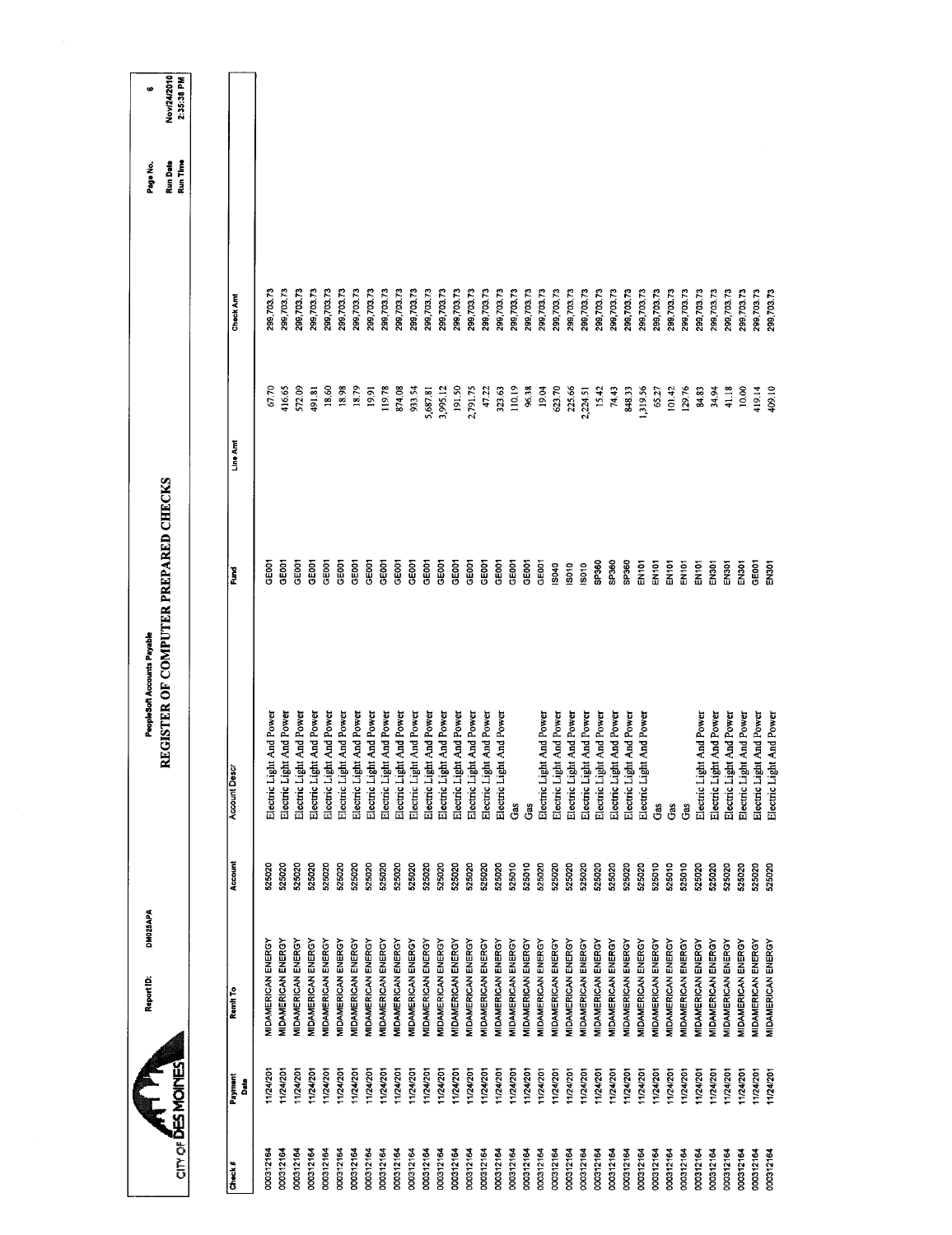CITY OF DES MOINES

Report ID: DM025APA

PeopleSoft Accounts Payable

# REGISTER OF COMPUTER PREPARED CHECKS

Run Date Nov/24/2010
Run Time 2:35:38 PM

| Check # | Payment Date | Remit To | Account | Account Descr | Fund | Line Amt | Check Amt |
|---|---|---|---|---|---|---|---|
| 000312164 | 11/24/201 | MIDAMERICAN ENERGY | 525020 | Electric Light And Power | GE001 | 67.70 | 299,703.73 |
| 000312164 | 11/24/201 | MIDAMERICAN ENERGY | 525020 | Electric Light And Power | GE001 | 416.65 | 299,703.73 |
| 000312164 | 11/24/201 | MIDAMERICAN ENERGY | 525020 | Electric Light And Power | GE001 | 572.09 | 299,703.73 |
| 000312164 | 11/24/201 | MIDAMERICAN ENERGY | 525020 | Electric Light And Power | GE001 | 491.81 | 299,703.73 |
| 000312164 | 11/24/201 | MIDAMERICAN ENERGY | 525020 | Electric Light And Power | GE001 | 18.60 | 299,703.73 |
| 000312164 | 11/24/201 | MIDAMERICAN ENERGY | 525020 | Electric Light And Power | GE001 | 18.98 | 299,703.73 |
| 000312164 | 11/24/201 | MIDAMERICAN ENERGY | 525020 | Electric Light And Power | GE001 | 18.79 | 299,703.73 |
| 000312164 | 11/24/201 | MIDAMERICAN ENERGY | 525020 | Electric Light And Power | GE001 | 19.91 | 299,703.73 |
| 000312164 | 11/24/201 | MIDAMERICAN ENERGY | 525020 | Electric Light And Power | GE001 | 119.78 | 299,703.73 |
| 000312164 | 11/24/201 | MIDAMERICAN ENERGY | 525020 | Electric Light And Power | GE001 | 874.08 | 299,703.73 |
| 000312164 | 11/24/201 | MIDAMERICAN ENERGY | 525020 | Electric Light And Power | GE001 | 933.54 | 299,703.73 |
| 000312164 | 11/24/201 | MIDAMERICAN ENERGY | 525020 | Electric Light And Power | GE001 | 5,687.81 | 299,703.73 |
| 000312164 | 11/24/201 | MIDAMERICAN ENERGY | 525020 | Electric Light And Power | GE001 | 3,995.12 | 299,703.73 |
| 000312164 | 11/24/201 | MIDAMERICAN ENERGY | 525020 | Electric Light And Power | GE001 | 191.50 | 299,703.73 |
| 000312164 | 11/24/201 | MIDAMERICAN ENERGY | 525020 | Electric Light And Power | GE001 | 2,791.75 | 299,703.73 |
| 000312164 | 11/24/201 | MIDAMERICAN ENERGY | 525020 | Electric Light And Power | GE001 | 47.22 | 299,703.73 |
| 000312164 | 11/24/201 | MIDAMERICAN ENERGY | 525020 | Electric Light And Power | GE001 | 323.63 | 299,703.73 |
| 000312164 | 11/24/201 | MIDAMERICAN ENERGY | 525010 | Gas | GE001 | 110.19 | 299,703.73 |
| 000312164 | 11/24/201 | MIDAMERICAN ENERGY | 525010 | Gas | GE001 | 96.38 | 299,703.73 |
| 000312164 | 11/24/201 | MIDAMERICAN ENERGY | 525020 | Electric Light And Power | GE001 | 19.04 | 299,703.73 |
| 000312164 | 11/24/201 | MIDAMERICAN ENERGY | 525020 | Electric Light And Power | IS040 | 623.70 | 299,703.73 |
| 000312164 | 11/24/201 | MIDAMERICAN ENERGY | 525020 | Electric Light And Power | IS010 | 225.66 | 299,703.73 |
| 000312164 | 11/24/201 | MIDAMERICAN ENERGY | 525020 | Electric Light And Power | IS010 | 2,224.51 | 299,703.73 |
| 000312164 | 11/24/201 | MIDAMERICAN ENERGY | 525020 | Electric Light And Power | SP360 | 15.42 | 299,703.73 |
| 000312164 | 11/24/201 | MIDAMERICAN ENERGY | 525020 | Electric Light And Power | SP360 | 74.43 | 299,703.73 |
| 000312164 | 11/24/201 | MIDAMERICAN ENERGY | 525020 | Electric Light And Power | SP360 | 848.33 | 299,703.73 |
| 000312164 | 11/24/201 | MIDAMERICAN ENERGY | 525020 | Electric Light And Power | EN101 | 1,319.56 | 299,703.73 |
| 000312164 | 11/24/201 | MIDAMERICAN ENERGY | 525010 | Gas | EN101 | 65.27 | 299,703.73 |
| 000312164 | 11/24/201 | MIDAMERICAN ENERGY | 525010 | Gas | EN101 | 101.42 | 299,703.73 |
| 000312164 | 11/24/201 | MIDAMERICAN ENERGY | 525010 | Gas | EN101 | 129.76 | 299,703.73 |
| 000312164 | 11/24/201 | MIDAMERICAN ENERGY | 525020 | Electric Light And Power | EN101 | 84.83 | 299,703.73 |
| 000312164 | 11/24/201 | MIDAMERICAN ENERGY | 525020 | Electric Light And Power | EN301 | 34.94 | 299,703.73 |
| 000312164 | 11/24/201 | MIDAMERICAN ENERGY | 525020 | Electric Light And Power | EN301 | 41.18 | 299,703.73 |
| 000312164 | 11/24/201 | MIDAMERICAN ENERGY | 525020 | Electric Light And Power | EN301 | 10.00 | 299,703.73 |
| 000312164 | 11/24/201 | MIDAMERICAN ENERGY | 525020 | Electric Light And Power | GE001 | 419.14 | 299,703.73 |
| 000312164 | 11/24/201 | MIDAMERICAN ENERGY | 525020 | Electric Light And Power | EN301 | 409.10 | 299,703.73 |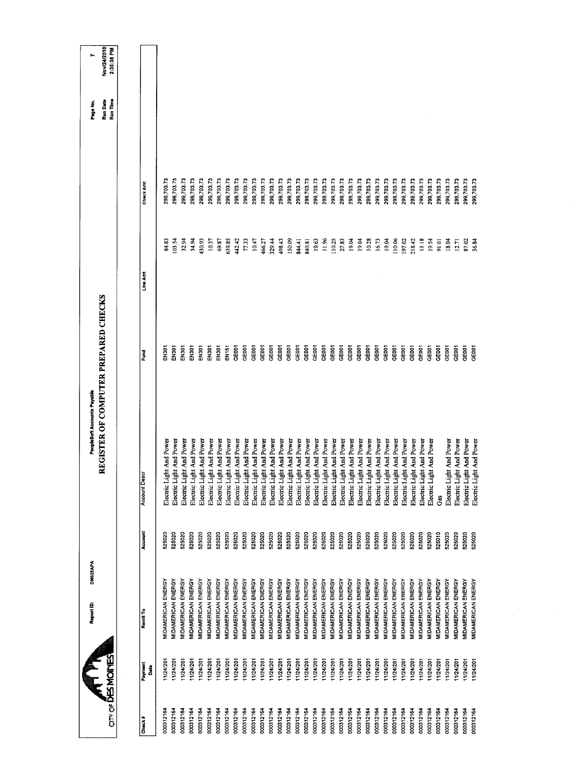CITY OF DES MOINES

Report ID: DM025APA

PeopleSoft Accounts Payable

# REGISTER OF COMPUTER PREPARED CHECKS

Page No. 7
Run Date Nov/24/2010
Run Time 2:35:38 PM

| Check # | Payment Date | Remit To | Account | Account Descr | Fund | Line Amt | Check Amt |
|---|---|---|---|---|---|---|---|
| 000312164 | 11/24/201 | MIDAMERICAN ENERGY | 525020 | Electric Light And Power | EN301 | 84.83 | 299,703.73 |
| 000312164 | 11/24/201 | MIDAMERICAN ENERGY | 525020 | Electric Light And Power | EN301 | 103.54 | 299,703.73 |
| 000312164 | 11/24/201 | MIDAMERICAN ENERGY | 525020 | Electric Light And Power | EN301 | 32.94 | 299,703.73 |
| 000312164 | 11/24/201 | MIDAMERICAN ENERGY | 525020 | Electric Light And Power | EN301 | 34.94 | 299,703.73 |
| 000312164 | 11/24/201 | MIDAMERICAN ENERGY | 525020 | Electric Light And Power | EN301 | 430.93 | 299,703.73 |
| 000312164 | 11/24/201 | MIDAMERICAN ENERGY | 525020 | Electric Light And Power | EN301 | 10.37 | 299,703.73 |
| 000312164 | 11/24/201 | MIDAMERICAN ENERGY | 525020 | Electric Light And Power | EN301 | 69.87 | 299,703.73 |
| 000312164 | 11/24/201 | MIDAMERICAN ENERGY | 525020 | Electric Light And Power | EN151 | 639.85 | 299,703.73 |
| 000312164 | 11/24/201 | MIDAMERICAN ENERGY | 525020 | Electric Light And Power | GE001 | 442.42 | 299,703.73 |
| 000312164 | 11/24/201 | MIDAMERICAN ENERGY | 525020 | Electric Light And Power | GE001 | 77.33 | 299,703.73 |
| 000312164 | 11/24/201 | MIDAMERICAN ENERGY | 525020 | Electric Light And Power | GE001 | 10.47 | 299,703.73 |
| 000312164 | 11/24/201 | MIDAMERICAN ENERGY | 525020 | Electric Light And Power | GE001 | 466.27 | 299,703.73 |
| 000312164 | 11/24/201 | MIDAMERICAN ENERGY | 525020 | Electric Light And Power | GE001 | 329.44 | 299,703.73 |
| 000312164 | 11/24/201 | MIDAMERICAN ENERGY | 525020 | Electric Light And Power | GE001 | 498.43 | 299,703.73 |
| 000312164 | 11/24/201 | MIDAMERICAN ENERGY | 525020 | Electric Light And Power | GE001 | 150.09 | 299,703.73 |
| 000312164 | 11/24/201 | MIDAMERICAN ENERGY | 525020 | Electric Light And Power | GE001 | 844.41 | 299,703.73 |
| 000312164 | 11/24/201 | MIDAMERICAN ENERGY | 525020 | Electric Light And Power | GE001 | 840.81 | 299,703.73 |
| 000312164 | 11/24/201 | MIDAMERICAN ENERGY | 525020 | Electric Light And Power | GE001 | 19.63 | 299,703.73 |
| 000312164 | 11/24/201 | MIDAMERICAN ENERGY | 525020 | Electric Light And Power | GE001 | 11.96 | 299,703.73 |
| 000312164 | 11/24/201 | MIDAMERICAN ENERGY | 525020 | Electric Light And Power | GE001 | 110.25 | 299,703.73 |
| 000312164 | 11/24/201 | MIDAMERICAN ENERGY | 525020 | Electric Light And Power | GE001 | 27.83 | 299,703.73 |
| 000312164 | 11/24/201 | MIDAMERICAN ENERGY | 525020 | Electric Light And Power | GE001 | 19.04 | 299,703.73 |
| 000312164 | 11/24/201 | MIDAMERICAN ENERGY | 525020 | Electric Light And Power | GE001 | 19.04 | 299,703.73 |
| 000312164 | 11/24/201 | MIDAMERICAN ENERGY | 525020 | Electric Light And Power | GE001 | 10.28 | 299,703.73 |
| 000312164 | 11/24/201 | MIDAMERICAN ENERGY | 525020 | Electric Light And Power | GE001 | 16.73 | 299,703.73 |
| 000312164 | 11/24/201 | MIDAMERICAN ENERGY | 525020 | Electric Light And Power | GE001 | 19.04 | 299,703.73 |
| 000312164 | 11/24/201 | MIDAMERICAN ENERGY | 525020 | Electric Light And Power | GE001 | 110.06 | 299,703.73 |
| 000312164 | 11/24/201 | MIDAMERICAN ENERGY | 525020 | Electric Light And Power | GE001 | 197.02 | 299,703.73 |
| 000312164 | 11/24/201 | MIDAMERICAN ENERGY | 525020 | Electric Light And Power | GE001 | 218.42 | 299,703.73 |
| 000312164 | 11/24/201 | MIDAMERICAN ENERGY | 525020 | Electric Light And Power | GE001 | 13.18 | 299,703.73 |
| 000312164 | 11/24/201 | MIDAMERICAN ENERGY | 525020 | Electric Light And Power | GE001 | 19.54 | 299,703.73 |
| 000312164 | 11/24/201 | MIDAMERICAN ENERGY | 525010 | Gas | GE001 | 91.01 | 299,703.73 |
| 000312164 | 11/24/201 | MIDAMERICAN ENERGY | 525020 | Electric Light And Power | GE001 | 18.04 | 299,703.73 |
| 000312164 | 11/24/201 | MIDAMERICAN ENERGY | 525020 | Electric Light And Power | GE001 | 12.71 | 299,703.73 |
| 000312164 | 11/24/201 | MIDAMERICAN ENERGY | 525020 | Electric Light And Power | GE001 | 87.02 | 299,703.73 |
| 000312164 | 11/24/201 | MIDAMERICAN ENERGY | 525020 | Electric Light And Power | GE001 | 36.84 | 299,703.73 |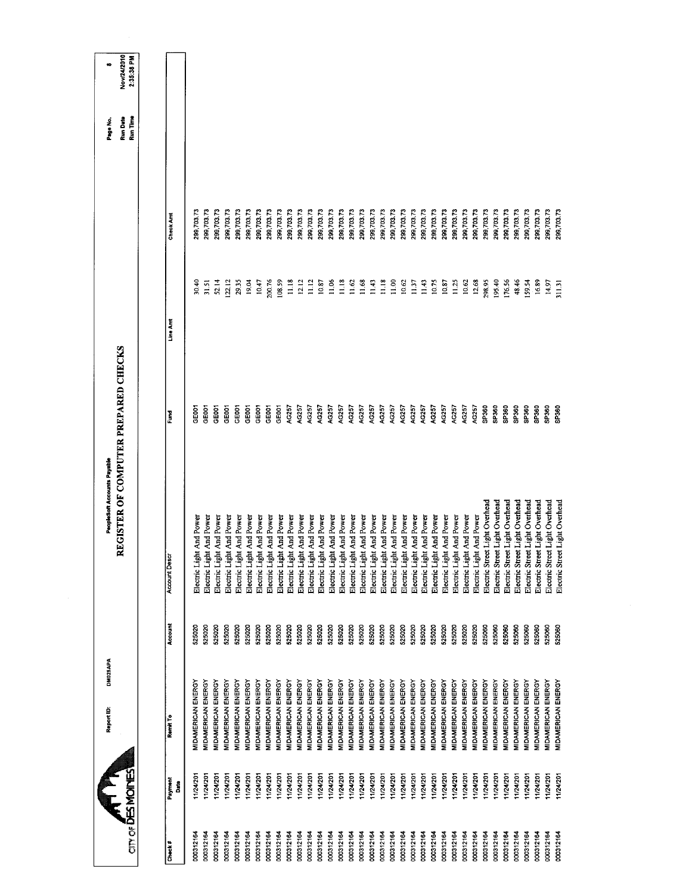CITY OF DES MOINES

Report ID: DM025APA

PeopleSoft Accounts Payable

# REGISTER OF COMPUTER PREPARED CHECKS

Page No. 8
Run Date Nov/24/2010
Run Time 2:35:38 PM

| Check # | Payment Date | Remit To | Account | Account Descr | Fund | Line Amt | Check Amt |
|---|---|---|---|---|---|---|---|
| 000312164 | 11/24/201 | MIDAMERICAN ENERGY | 525020 | Electric Light And Power | GE001 | 30.40 | 299,703.73 |
| 000312164 | 11/24/201 | MIDAMERICAN ENERGY | 525020 | Electric Light And Power | GE001 | 31.51 | 299,703.73 |
| 000312164 | 11/24/201 | MIDAMERICAN ENERGY | 525020 | Electric Light And Power | GE001 | 52.14 | 299,703.73 |
| 000312164 | 11/24/201 | MIDAMERICAN ENERGY | 525020 | Electric Light And Power | GE001 | 122.12 | 299,703.73 |
| 000312164 | 11/24/201 | MIDAMERICAN ENERGY | 525020 | Electric Light And Power | GE001 | 29.35 | 299,703.73 |
| 000312164 | 11/24/201 | MIDAMERICAN ENERGY | 525020 | Electric Light And Power | GE001 | 19.04 | 299,703.73 |
| 000312164 | 11/24/201 | MIDAMERICAN ENERGY | 525020 | Electric Light And Power | GE001 | 10.47 | 299,703.73 |
| 000312164 | 11/24/201 | MIDAMERICAN ENERGY | 525020 | Electric Light And Power | GE001 | 200.76 | 299,703.73 |
| 000312164 | 11/24/201 | MIDAMERICAN ENERGY | 525020 | Electric Light And Power | GE001 | 108.59 | 299,703.73 |
| 000312164 | 11/24/201 | MIDAMERICAN ENERGY | 525020 | Electric Light And Power | AG257 | 11.18 | 299,703.73 |
| 000312164 | 11/24/201 | MIDAMERICAN ENERGY | 525020 | Electric Light And Power | AG257 | 12.12 | 299,703.73 |
| 000312164 | 11/24/201 | MIDAMERICAN ENERGY | 525020 | Electric Light And Power | AG257 | 11.12 | 299,703.73 |
| 000312164 | 11/24/201 | MIDAMERICAN ENERGY | 525020 | Electric Light And Power | AG257 | 10.87 | 299,703.73 |
| 000312164 | 11/24/201 | MIDAMERICAN ENERGY | 525020 | Electric Light And Power | AG257 | 11.06 | 299,703.73 |
| 000312164 | 11/24/201 | MIDAMERICAN ENERGY | 525020 | Electric Light And Power | AG257 | 11.18 | 299,703.73 |
| 000312164 | 11/24/201 | MIDAMERICAN ENERGY | 525020 | Electric Light And Power | AG257 | 11.62 | 299,703.73 |
| 000312164 | 11/24/201 | MIDAMERICAN ENERGY | 525020 | Electric Light And Power | AG257 | 11.68 | 299,703.73 |
| 000312164 | 11/24/201 | MIDAMERICAN ENERGY | 525020 | Electric Light And Power | AG257 | 11.43 | 299,703.73 |
| 000312164 | 11/24/201 | MIDAMERICAN ENERGY | 525020 | Electric Light And Power | AG257 | 11.18 | 299,703.73 |
| 000312164 | 11/24/201 | MIDAMERICAN ENERGY | 525020 | Electric Light And Power | AG257 | 11.00 | 299,703.73 |
| 000312164 | 11/24/201 | MIDAMERICAN ENERGY | 525020 | Electric Light And Power | AG257 | 10.62 | 299,703.73 |
| 000312164 | 11/24/201 | MIDAMERICAN ENERGY | 525020 | Electric Light And Power | AG257 | 11.37 | 299,703.73 |
| 000312164 | 11/24/201 | MIDAMERICAN ENERGY | 525020 | Electric Light And Power | AG257 | 11.43 | 299,703.73 |
| 000312164 | 11/24/201 | MIDAMERICAN ENERGY | 525020 | Electric Light And Power | AG257 | 10.75 | 299,703.73 |
| 000312164 | 11/24/201 | MIDAMERICAN ENERGY | 525020 | Electric Light And Power | AG257 | 10.87 | 299,703.73 |
| 000312164 | 11/24/201 | MIDAMERICAN ENERGY | 525020 | Electric Light And Power | AG257 | 11.25 | 299,703.73 |
| 000312164 | 11/24/201 | MIDAMERICAN ENERGY | 525020 | Electric Light And Power | AG257 | 10.62 | 299,703.73 |
| 000312164 | 11/24/201 | MIDAMERICAN ENERGY | 525020 | Electric Light And Power | AG257 | 12.68 | 299,703.73 |
| 000312164 | 11/24/201 | MIDAMERICAN ENERGY | 525060 | Electric Street Light Overhead | SP360 | 298.95 | 299,703.73 |
| 000312164 | 11/24/201 | MIDAMERICAN ENERGY | 525060 | Electric Street Light Overhead | SP360 | 195.40 | 299,703.73 |
| 000312164 | 11/24/201 | MIDAMERICAN ENERGY | 525060 | Electric Street Light Overhead | SP360 | 176.56 | 299,703.73 |
| 000312164 | 11/24/201 | MIDAMERICAN ENERGY | 525060 | Electric Street Light Overhead | SP360 | 48.46 | 299,703.73 |
| 000312164 | 11/24/201 | MIDAMERICAN ENERGY | 525060 | Electric Street Light Overhead | SP360 | 159.54 | 299,703.73 |
| 000312164 | 11/24/201 | MIDAMERICAN ENERGY | 525060 | Electric Street Light Overhead | SP360 | 16.89 | 299,703.73 |
| 000312164 | 11/24/201 | MIDAMERICAN ENERGY | 525060 | Electric Street Light Overhead | SP360 | 14.97 | 299,703.73 |
| 000312164 | 11/24/201 | MIDAMERICAN ENERGY | 525060 | Electric Street Light Overhead | SP360 | 311.31 | 299,703.73 |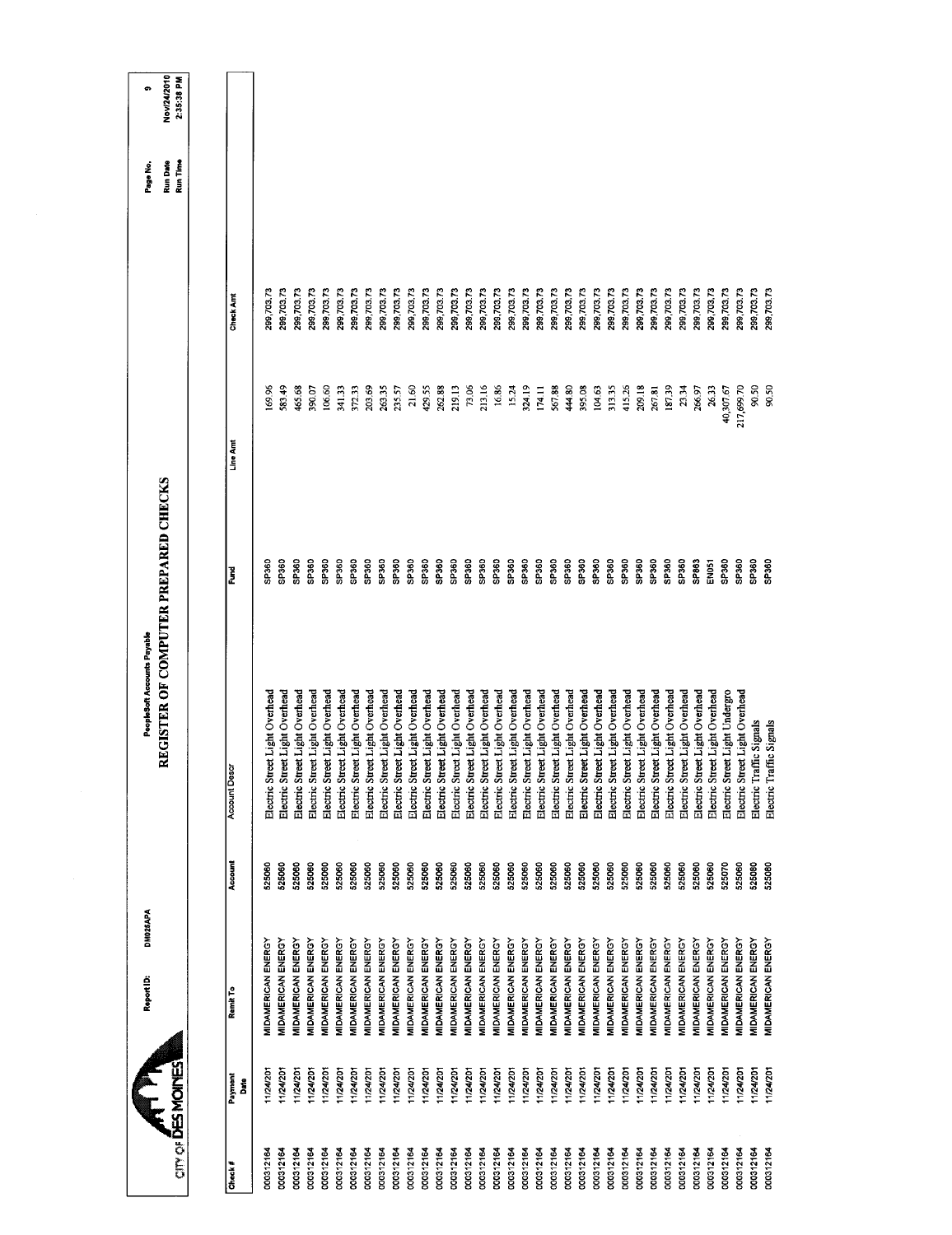CITY OF DES MOINES

Report ID: DM025APA

PeopleSoft Accounts Payable

# REGISTER OF COMPUTER PREPARED CHECKS

Run Date Nov/24/2010
Run Time 2:35:38 PM

| Check # | Payment Date | Remit To | Account | Account Descr | Fund | Line Amt | Check Amt |
|---|---|---|---|---|---|---|---|
| 000312164 | 11/24/201 | MIDAMERICAN ENERGY | 525060 | Electric Street Light Overhead | SP360 | 169.96 | 299,703.73 |
| 000312164 | 11/24/201 | MIDAMERICAN ENERGY | 525060 | Electric Street Light Overhead | SP360 | 583.49 | 299,703.73 |
| 000312164 | 11/24/201 | MIDAMERICAN ENERGY | 525060 | Electric Street Light Overhead | SP360 | 465.68 | 299,703.73 |
| 000312164 | 11/24/201 | MIDAMERICAN ENERGY | 525060 | Electric Street Light Overhead | SP360 | 390.07 | 299,703.73 |
| 000312164 | 11/24/201 | MIDAMERICAN ENERGY | 525060 | Electric Street Light Overhead | SP360 | 106.60 | 299,703.73 |
| 000312164 | 11/24/201 | MIDAMERICAN ENERGY | 525060 | Electric Street Light Overhead | SP360 | 341.33 | 299,703.73 |
| 000312164 | 11/24/201 | MIDAMERICAN ENERGY | 525060 | Electric Street Light Overhead | SP360 | 372.33 | 299,703.73 |
| 000312164 | 11/24/201 | MIDAMERICAN ENERGY | 525060 | Electric Street Light Overhead | SP360 | 203.69 | 299,703.73 |
| 000312164 | 11/24/201 | MIDAMERICAN ENERGY | 525060 | Electric Street Light Overhead | SP360 | 263.35 | 299,703.73 |
| 000312164 | 11/24/201 | MIDAMERICAN ENERGY | 525060 | Electric Street Light Overhead | SP360 | 235.57 | 299,703.73 |
| 000312164 | 11/24/201 | MIDAMERICAN ENERGY | 525060 | Electric Street Light Overhead | SP360 | 21.60 | 299,703.73 |
| 000312164 | 11/24/201 | MIDAMERICAN ENERGY | 525060 | Electric Street Light Overhead | SP360 | 429.55 | 299,703.73 |
| 000312164 | 11/24/201 | MIDAMERICAN ENERGY | 525060 | Electric Street Light Overhead | SP360 | 262.88 | 299,703.73 |
| 000312164 | 11/24/201 | MIDAMERICAN ENERGY | 525060 | Electric Street Light Overhead | SP360 | 219.13 | 299,703.73 |
| 000312164 | 11/24/201 | MIDAMERICAN ENERGY | 525060 | Electric Street Light Overhead | SP360 | 73.06 | 299,703.73 |
| 000312164 | 11/24/201 | MIDAMERICAN ENERGY | 525060 | Electric Street Light Overhead | SP360 | 213.16 | 299,703.73 |
| 000312164 | 11/24/201 | MIDAMERICAN ENERGY | 525060 | Electric Street Light Overhead | SP360 | 16.86 | 299,703.73 |
| 000312164 | 11/24/201 | MIDAMERICAN ENERGY | 525060 | Electric Street Light Overhead | SP360 | 15.24 | 299,703.73 |
| 000312164 | 11/24/201 | MIDAMERICAN ENERGY | 525060 | Electric Street Light Overhead | SP360 | 324.19 | 299,703.73 |
| 000312164 | 11/24/201 | MIDAMERICAN ENERGY | 525060 | Electric Street Light Overhead | SP360 | 174.11 | 299,703.73 |
| 000312164 | 11/24/201 | MIDAMERICAN ENERGY | 525060 | Electric Street Light Overhead | SP360 | 567.88 | 299,703.73 |
| 000312164 | 11/24/201 | MIDAMERICAN ENERGY | 525060 | Electric Street Light Overhead | SP360 | 444.80 | 299,703.73 |
| 000312164 | 11/24/201 | MIDAMERICAN ENERGY | 525060 | Electric Street Light Overhead | SP360 | 395.08 | 299,703.73 |
| 000312164 | 11/24/201 | MIDAMERICAN ENERGY | 525060 | Electric Street Light Overhead | SP360 | 104.63 | 299,703.73 |
| 000312164 | 11/24/201 | MIDAMERICAN ENERGY | 525060 | Electric Street Light Overhead | SP360 | 313.35 | 299,703.73 |
| 000312164 | 11/24/201 | MIDAMERICAN ENERGY | 525060 | Electric Street Light Overhead | SP360 | 415.26 | 299,703.73 |
| 000312164 | 11/24/201 | MIDAMERICAN ENERGY | 525060 | Electric Street Light Overhead | SP360 | 209.18 | 299,703.73 |
| 000312164 | 11/24/201 | MIDAMERICAN ENERGY | 525060 | Electric Street Light Overhead | SP360 | 267.81 | 299,703.73 |
| 000312164 | 11/24/201 | MIDAMERICAN ENERGY | 525060 | Electric Street Light Overhead | SP360 | 187.39 | 299,703.73 |
| 000312164 | 11/24/201 | MIDAMERICAN ENERGY | 525060 | Electric Street Light Overhead | SP360 | 23.34 | 299,703.73 |
| 000312164 | 11/24/201 | MIDAMERICAN ENERGY | 525060 | Electric Street Light Overhead | SP863 | 266.97 | 299,703.73 |
| 000312164 | 11/24/201 | MIDAMERICAN ENERGY | 525060 | Electric Street Light Overhead | EN051 | 26.33 | 299,703.73 |
| 000312164 | 11/24/201 | MIDAMERICAN ENERGY | 525070 | Electric Street Light Undergro | SP360 | 40,307.67 | 299,703.73 |
| 000312164 | 11/24/201 | MIDAMERICAN ENERGY | 525060 | Electric Street Light Overhead | SP360 | 217,699.70 | 299,703.73 |
| 000312164 | 11/24/201 | MIDAMERICAN ENERGY | 525080 | Electric Traffic Signals | SP360 | 90.50 | 299,703.73 |
| 000312164 | 11/24/201 | MIDAMERICAN ENERGY | 525080 | Electric Traffic Signals | SP360 | 90.50 | 299,703.73 |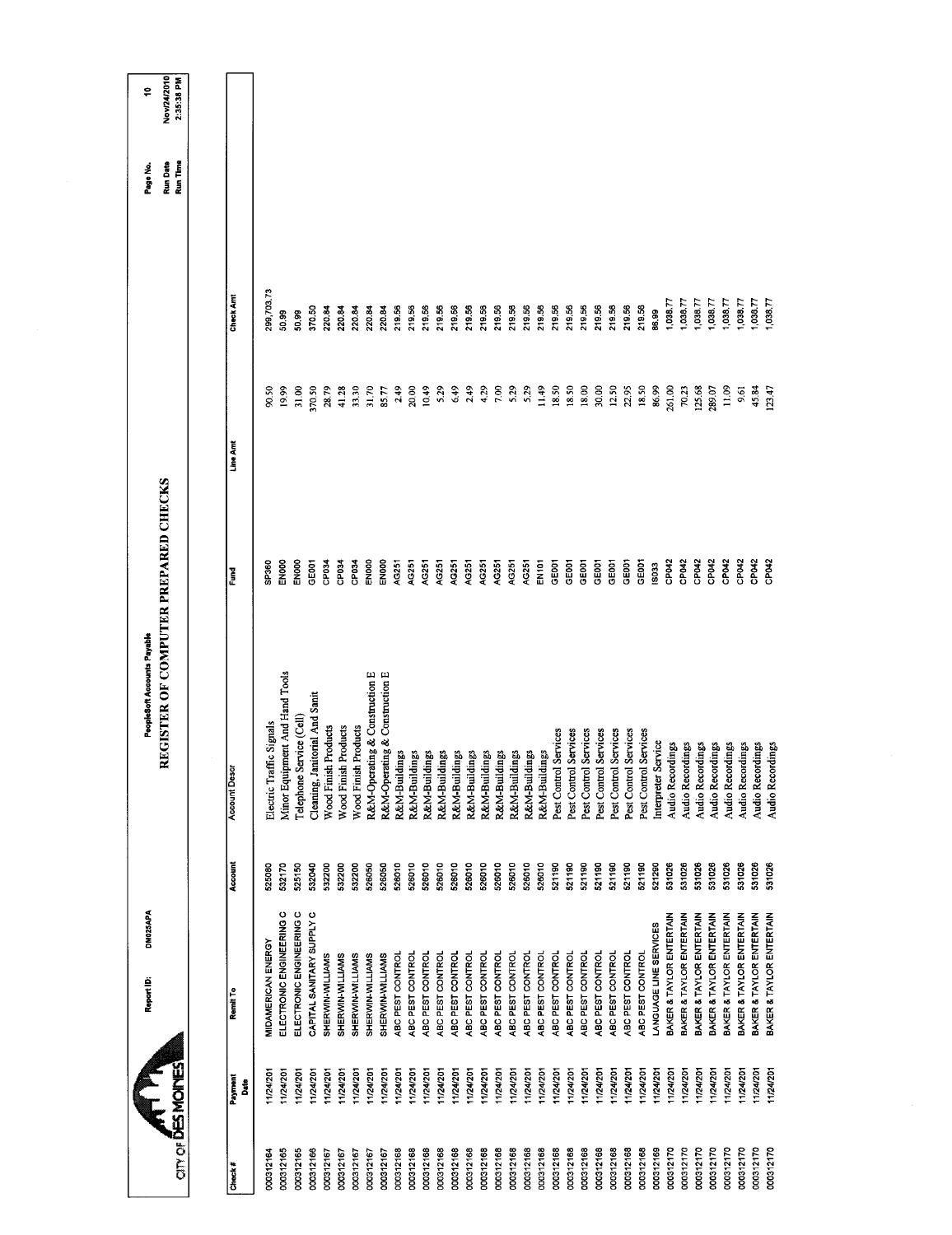CITY OF DES MOINES

Report ID: DM025APA

PeopleSoft Accounts Payable

# REGISTER OF COMPUTER PREPARED CHECKS

Run Date: Nov/24/2010
Run Time: 2:35:36 PM

| Check # | Payment Date | Remit To | Account | Account Descr | Fund | Line Amt | Check Amt |
|---|---|---|---|---|---|---|---|
| 000312164 | 11/24/201 | MIDAMERICAN ENERGY | 525080 | Electric Traffic Signals | SP360 | 90.50 | 299,703.73 |
| 000312165 | 11/24/201 | ELECTRONIC ENGINEERING C | 532170 | Minor Equipment And Hand Tools | EN000 | 19.99 | 50.99 |
| 000312165 | 11/24/201 | ELECTRONIC ENGINEERING C | 525150 | Telephone Service (Cell) | EN000 | 31.00 | 50.99 |
| 000312166 | 11/24/201 | CAPITAL SANITARY SUPPLY C | 532040 | Cleaning, Janitorial And Sanit | GE001 | 370.50 | 370.50 |
| 000312167 | 11/24/201 | SHERWIN-WILLIAMS | 532200 | Wood Finish Products | CP034 | 28.79 | 220.84 |
| 000312167 | 11/24/201 | SHERWIN-WILLIAMS | 532200 | Wood Finish Products | CP034 | 41.28 | 220.84 |
| 000312167 | 11/24/201 | SHERWIN-WILLIAMS | 532200 | Wood Finish Products | CP034 | 33.30 | 220.84 |
| 000312167 | 11/24/201 | SHERWIN-WILLIAMS | 526050 | R&M-Operating & Construction E | EN000 | 31.70 | 220.84 |
| 000312167 | 11/24/201 | SHERWIN-WILLIAMS | 526050 | R&M-Operating & Construction E | EN000 | 85.77 | 220.84 |
| 000312168 | 11/24/201 | ABC PEST CONTROL | 526010 | R&M-Buildings | AG251 | 2.49 | 219.56 |
| 000312168 | 11/24/201 | ABC PEST CONTROL | 526010 | R&M-Buildings | AG251 | 20.00 | 219.56 |
| 000312168 | 11/24/201 | ABC PEST CONTROL | 526010 | R&M-Buildings | AG251 | 10.49 | 219.56 |
| 000312168 | 11/24/201 | ABC PEST CONTROL | 526010 | R&M-Buildings | AG251 | 5.29 | 219.56 |
| 000312168 | 11/24/201 | ABC PEST CONTROL | 526010 | R&M-Buildings | AG251 | 6.49 | 219.56 |
| 000312168 | 11/24/201 | ABC PEST CONTROL | 526010 | R&M-Buildings | AG251 | 2.49 | 219.56 |
| 000312168 | 11/24/201 | ABC PEST CONTROL | 526010 | R&M-Buildings | AG251 | 4.29 | 219.56 |
| 000312168 | 11/24/201 | ABC PEST CONTROL | 526010 | R&M-Buildings | AG251 | 7.00 | 219.56 |
| 000312168 | 11/24/201 | ABC PEST CONTROL | 526010 | R&M-Buildings | AG251 | 5.29 | 219.56 |
| 000312168 | 11/24/201 | ABC PEST CONTROL | 526010 | R&M-Buildings | AG251 | 5.29 | 219.56 |
| 000312168 | 11/24/201 | ABC PEST CONTROL | 526010 | R&M-Buildings | EN101 | 11.49 | 219.56 |
| 000312168 | 11/24/201 | ABC PEST CONTROL | 521190 | Pest Control Services | GE001 | 18.50 | 219.56 |
| 000312168 | 11/24/201 | ABC PEST CONTROL | 521190 | Pest Control Services | GE001 | 18.50 | 219.56 |
| 000312168 | 11/24/201 | ABC PEST CONTROL | 521190 | Pest Control Services | GE001 | 18.00 | 219.56 |
| 000312168 | 11/24/201 | ABC PEST CONTROL | 521190 | Pest Control Services | GE001 | 30.00 | 219.56 |
| 000312168 | 11/24/201 | ABC PEST CONTROL | 521190 | Pest Control Services | GE001 | 12.50 | 219.56 |
| 000312168 | 11/24/201 | ABC PEST CONTROL | 521190 | Pest Control Services | GE001 | 22.95 | 219.56 |
| 000312168 | 11/24/201 | ABC PEST CONTROL | 521190 | Pest Control Services | GE001 | 18.50 | 219.56 |
| 000312169 | 11/24/201 | LANGUAGE LINE SERVICES | 521290 | Interpreter Service | IS033 | 86.99 | 86.99 |
| 000312170 | 11/24/201 | BAKER & TAYLOR ENTERTAIN | 531026 | Audio Recordings | CP042 | 261.00 | 1,038.77 |
| 000312170 | 11/24/201 | BAKER & TAYLOR ENTERTAIN | 531026 | Audio Recordings | CP042 | 70.23 | 1,038.77 |
| 000312170 | 11/24/201 | BAKER & TAYLOR ENTERTAIN | 531026 | Audio Recordings | CP042 | 125.68 | 1,038.77 |
| 000312170 | 11/24/201 | BAKER & TAYLOR ENTERTAIN | 531026 | Audio Recordings | CP042 | 289.07 | 1,038.77 |
| 000312170 | 11/24/201 | BAKER & TAYLOR ENTERTAIN | 531026 | Audio Recordings | CP042 | 11.09 | 1,038.77 |
| 000312170 | 11/24/201 | BAKER & TAYLOR ENTERTAIN | 531026 | Audio Recordings | CP042 | 9.61 | 1,038.77 |
| 000312170 | 11/24/201 | BAKER & TAYLOR ENTERTAIN | 531026 | Audio Recordings | CP042 | 45.84 | 1,038.77 |
| 000312170 | 11/24/201 | BAKER & TAYLOR ENTERTAIN | 531026 | Audio Recordings | CP042 | 123.47 | 1,038.77 |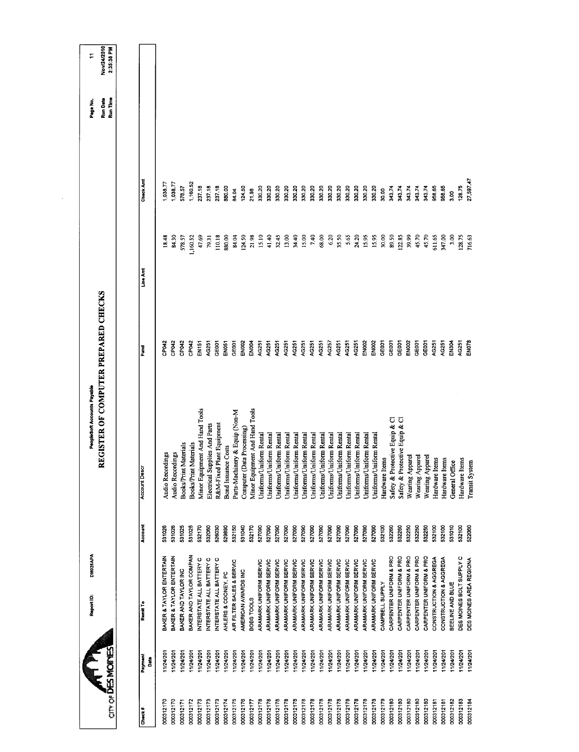CITY OF DES MOINES

Report ID: DM025APA

PeopleSoft Accounts Payable

# REGISTER OF COMPUTER PREPARED CHECKS

Page No. 11
Run Date Nov/24/2010
Run Time 2:35:38 PM

| Check # | Payment Date | Remit To | Account | Account Descr | Fund | Line Amt | Check Amt |
|---|---|---|---|---|---|---|---|
| 000312170 | 11/24/201 | BAKER & TAYLOR ENTERTAIN | 531026 | Audio Recordings | CP042 | 18.48 | 1,038.77 |
| 000312170 | 11/24/201 | BAKER & TAYLOR ENTERTAIN | 531026 | Audio Recordings | CP042 | 84.30 | 1,038.77 |
| 000312171 | 11/24/201 | BAKER AND TAYLOR INC | 531025 | Books/Print Materials | CP042 | 578.57 | 578.57 |
| 000312172 | 11/24/201 | BAKER AND TAYLOR COMPAN | 531025 | Books/Print Materials | CP042 | 1,160.52 | 1,160.52 |
| 000312173 | 11/24/201 | INTERSTATE ALL BATTERY C | 532170 | Minor Equipment And Hand Tools | EN151 | 47.69 | 237.18 |
| 000312173 | 11/24/201 | INTERSTATE ALL BATTERY C | 532060 | Electrical Supplies And Parts | AG251 | 79.31 | 237.18 |
| 000312173 | 11/24/201 | INTERSTATE ALL BATTERY C | 526030 | R&M-Fixed Plant Equipment | GE001 | 110.18 | 237.18 |
| 000312174 | 11/24/201 | AHLERS & COONEY, PC | 529890 | Bond Issuance Costs | EN051 | 880.00 | 880.00 |
| 000312175 | 11/24/201 | AIR FILTER SALES & SERVIC | 532150 | Parts-Machinery & Equip (Non-M | GE001 | 84.04 | 84.04 |
| 000312176 | 11/24/201 | AMERICAN AWARDS INC | 531040 | Computer (Data Processing) | EN002 | 124.50 | 124.50 |
| 000312177 | 11/24/201 | BOBS TOOLS | 532170 | Minor Equipment And Hand Tools | EN004 | 21.98 | 21.98 |
| 000312178 | 11/24/201 | ARAMARK UNIFORM SERVIC | 527090 | Uniforms/Uniform Rental | AG251 | 15.10 | 330.20 |
| 000312178 | 11/24/201 | ARAMARK UNIFORM SERVIC | 527090 | Uniforms/Uniform Rental | AG251 | 41.40 | 330.20 |
| 000312178 | 11/24/201 | ARAMARK UNIFORM SERVIC | 527090 | Uniforms/Uniform Rental | AG251 | 32.45 | 330.20 |
| 000312178 | 11/24/201 | ARAMARK UNIFORM SERVIC | 527090 | Uniforms/Uniform Rental | AG251 | 13.00 | 330.20 |
| 000312178 | 11/24/201 | ARAMARK UNIFORM SERVIC | 527090 | Uniforms/Uniform Rental | AG251 | 34.40 | 330.20 |
| 000312178 | 11/24/201 | ARAMARK UNIFORM SERVIC | 527090 | Uniforms/Uniform Rental | AG251 | 15.00 | 330.20 |
| 000312178 | 11/24/201 | ARAMARK UNIFORM SERVIC | 527090 | Uniforms/Uniform Rental | AG251 | 7.40 | 330.20 |
| 000312178 | 11/24/201 | ARAMARK UNIFORM SERVIC | 527090 | Uniforms/Uniform Rental | AG251 | 68.00 | 330.20 |
| 000312178 | 11/24/201 | ARAMARK UNIFORM SERVIC | 527090 | Uniforms/Uniform Rental | AG257 | 6.20 | 330.20 |
| 000312178 | 11/24/201 | ARAMARK UNIFORM SERVIC | 527090 | Uniforms/Uniform Rental | AG251 | 35.50 | 330.20 |
| 000312178 | 11/24/201 | ARAMARK UNIFORM SERVIC | 527090 | Uniforms/Uniform Rental | AG251 | 5.65 | 330.20 |
| 000312178 | 11/24/201 | ARAMARK UNIFORM SERVIC | 527090 | Uniforms/Uniform Rental | AG251 | 24.20 | 330.20 |
| 000312178 | 11/24/201 | ARAMARK UNIFORM SERVIC | 527090 | Uniforms/Uniform Rental | EN002 | 15.95 | 330.20 |
| 000312178 | 11/24/201 | ARAMARK UNIFORM SERVIC | 527090 | Uniforms/Uniform Rental | EN002 | 15.95 | 330.20 |
| 000312179 | 11/24/201 | CAMPBELL SUPPLY | 532100 | Hardware Items | GE001 | 30.00 | 30.00 |
| 000312180 | 11/24/201 | CARPENTER UNIFORM & PRO | 532260 | Safety & Protective Equip & Cl | GE001 | 89.50 | 343.74 |
| 000312180 | 11/24/201 | CARPENTER UNIFORM & PRO | 532260 | Safety & Protective Equip & Cl | GE001 | 122.85 | 343.74 |
| 000312180 | 11/24/201 | CARPENTER UNIFORM & PRO | 532250 | Wearing Apparel | EN002 | 39.99 | 343.74 |
| 000312180 | 11/24/201 | CARPENTER UNIFORM & PRO | 532250 | Wearing Apparel | GE001 | 45.70 | 343.74 |
| 000312180 | 11/24/201 | CARPENTER UNIFORM & PRO | 532250 | Wearing Apparel | GE001 | 45.70 | 343.74 |
| 000312181 | 11/24/201 | CONSTRUCTION & AGGREGA | 532100 | Hardware Items | AG251 | 611.65 | 958.65 |
| 000312181 | 11/24/201 | CONSTRUCTION & AGGREGA | 532100 | Hardware Items | AG251 | 347.00 | 958.65 |
| 000312182 | 11/24/201 | BEELINE AND BLUE | 531010 | General Office | EN304 | 3.00 | 3.00 |
| 000312183 | 11/24/201 | DES MOINES BOLT SUPPLY C | 532100 | Hardware Items | AG251 | 128.75 | 128.75 |
| 000312184 | 11/24/201 | DES MOINES AREA REGIONA | 522060 | Transit System | EN078 | 716.63 | 27,597.47 |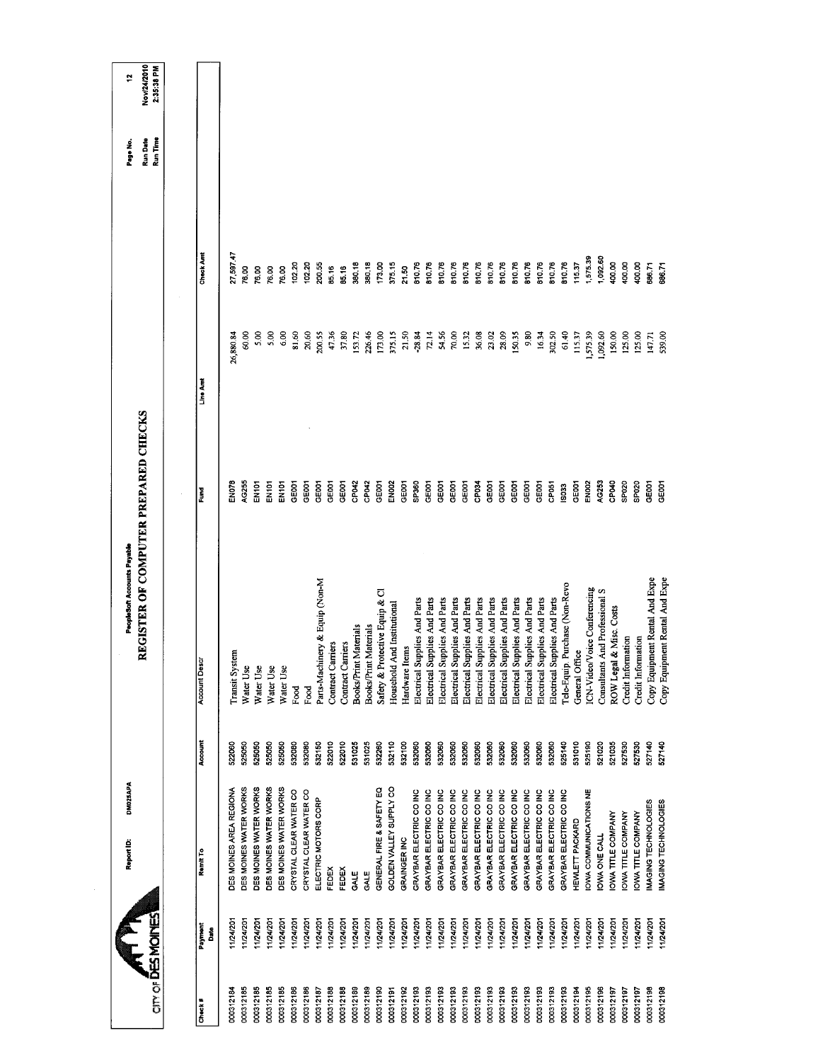CITY OF DES MOINES

Report ID: DM025APA

PeopleSoft Accounts Payable

# REGISTER OF COMPUTER PREPARED CHECKS

Page No. 12
Run Date Nov/24/2010
Run Time 2:35:38 PM

| Check # | Payment Date | Remit To | Account | Account Descr | Fund | Line Amt | Check Amt |
|---|---|---|---|---|---|---|---|
| 000312184 | 11/24/201 | DES MOINES AREA REGIONA | 522060 | Transit System | EN078 | 26,880.84 | 27,597.47 |
| 000312185 | 11/24/201 | DES MOINES WATER WORKS | 525050 | Water Use | AG255 | 60.00 | 76.00 |
| 000312185 | 11/24/201 | DES MOINES WATER WORKS | 525050 | Water Use | EN101 | 5.00 | 76.00 |
| 000312185 | 11/24/201 | DES MOINES WATER WORKS | 525050 | Water Use | EN101 | 5.00 | 76.00 |
| 000312185 | 11/24/201 | DES MOINES WATER WORKS | 525050 | Water Use | EN101 | 6.00 | 76.00 |
| 000312186 | 11/24/201 | CRYSTAL CLEAR WATER CO | 532080 | Food | GE001 | 81.60 | 102.20 |
| 000312186 | 11/24/201 | CRYSTAL CLEAR WATER CO | 532080 | Food | GE001 | 20.60 | 102.20 |
| 000312187 | 11/24/201 | ELECTRIC MOTORS CORP | 532150 | Parts-Machinery & Equip (Non-M | GE001 | 200.55 | 200.55 |
| 000312188 | 11/24/201 | FEDEX | 522010 | Contract Carriers | GE001 | 47.36 | 85.16 |
| 000312188 | 11/24/201 | FEDEX | 522010 | Contract Carriers | GE001 | 37.80 | 85.16 |
| 000312189 | 11/24/201 | GALE | 531025 | Books/Print Materials | CP042 | 153.72 | 380.18 |
| 000312189 | 11/24/201 | GALE | 531025 | Books/Print Materials | CP042 | 226.46 | 380.18 |
| 000312190 | 11/24/201 | GENERAL FIRE & SAFETY EQ | 532260 | Safety & Protective Equip & Cl | GE001 | 173.00 | 173.00 |
| 000312191 | 11/24/201 | GOLDEN VALLEY SUPPLY CO | 532110 | Household And Institutional | EN002 | 375.15 | 375.15 |
| 000312192 | 11/24/201 | GRAINGER INC | 532100 | Hardware Items | GE001 | 21.50 | 21.50 |
| 000312193 | 11/24/201 | GRAYBAR ELECTRIC CO INC | 532060 | Electrical Supplies And Parts | SP360 | -28.84 | 810.76 |
| 000312193 | 11/24/201 | GRAYBAR ELECTRIC CO INC | 532060 | Electrical Supplies And Parts | GE001 | 72.14 | 810.76 |
| 000312193 | 11/24/201 | GRAYBAR ELECTRIC CO INC | 532060 | Electrical Supplies And Parts | GE001 | 54.56 | 810.76 |
| 000312193 | 11/24/201 | GRAYBAR ELECTRIC CO INC | 532060 | Electrical Supplies And Parts | GE001 | 70.00 | 810.76 |
| 000312193 | 11/24/201 | GRAYBAR ELECTRIC CO INC | 532060 | Electrical Supplies And Parts | GE001 | 15.32 | 810.76 |
| 000312193 | 11/24/201 | GRAYBAR ELECTRIC CO INC | 532060 | Electrical Supplies And Parts | CP034 | 36.08 | 810.76 |
| 000312193 | 11/24/201 | GRAYBAR ELECTRIC CO INC | 532060 | Electrical Supplies And Parts | GE001 | 23.02 | 810.76 |
| 000312193 | 11/24/201 | GRAYBAR ELECTRIC CO INC | 532060 | Electrical Supplies And Parts | GE001 | 28.09 | 810.76 |
| 000312193 | 11/24/201 | GRAYBAR ELECTRIC CO INC | 532060 | Electrical Supplies And Parts | GE001 | 150.35 | 810.76 |
| 000312193 | 11/24/201 | GRAYBAR ELECTRIC CO INC | 532060 | Electrical Supplies And Parts | GE001 | 9.80 | 810.76 |
| 000312193 | 11/24/201 | GRAYBAR ELECTRIC CO INC | 532060 | Electrical Supplies And Parts | GE001 | 16.34 | 810.76 |
| 000312193 | 11/24/201 | GRAYBAR ELECTRIC CO INC | 532060 | Electrical Supplies And Parts | CP051 | 302.50 | 810.76 |
| 000312193 | 11/24/201 | GRAYBAR ELECTRIC CO INC | 525140 | Tele-Equip. Purchase (Non-Revo | IS033 | 61.40 | 810.76 |
| 000312194 | 11/24/201 | HEWLETT PACKARD | 531010 | General Office | GE001 | 115.37 | 115.37 |
| 000312195 | 11/24/201 | IOWA COMMUNICATIONS NE | 525190 | ICN-Video/Voice Conferencing | EN002 | 1,575.39 | 1,575.39 |
| 000312196 | 11/24/201 | IOWA ONE CALL | 521020 | Consultants And Professional S | AG253 | 1,092.60 | 1,092.60 |
| 000312197 | 11/24/201 | IOWA TITLE COMPANY | 521035 | ROW Legal & Misc. Costs | CP040 | 150.00 | 400.00 |
| 000312197 | 11/24/201 | IOWA TITLE COMPANY | 527530 | Credit Information | SP020 | 125.00 | 400.00 |
| 000312197 | 11/24/201 | IOWA TITLE COMPANY | 527530 | Credit Information | SP020 | 125.00 | 400.00 |
| 000312198 | 11/24/201 | IMAGING TECHNOLOGIES | 527140 | Copy Equipment Rental And Expe | GE001 | 147.71 | 686.71 |
| 000312198 | 11/24/201 | IMAGING TECHNOLOGIES | 527140 | Copy Equipment Rental And Expe | GE001 | 539.00 | 686.71 |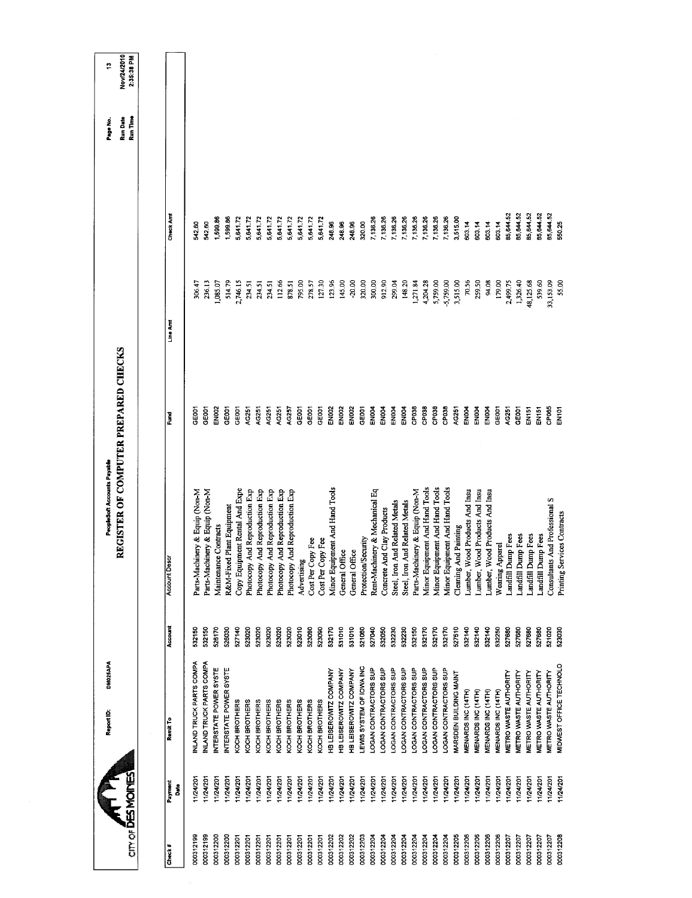CITY OF DES MOINES

Report ID: DM025APA

PeopleSoft Accounts Payable

# REGISTER OF COMPUTER PREPARED CHECKS

Page No. 13
Run Date Nov/24/2010
Run Time 2:35:38 PM

| Check # | Payment Date | Remit To | Account | Account Descr | Fund | Line Amt | Check Amt |
|---|---|---|---|---|---|---|---|
| 000312199 | 11/24/201 | INLAND TRUCK PARTS COMPA | 532150 | Parts-Machinery & Equip (Non-M | GE001 | 306.47 | 542.60 |
| 000312199 | 11/24/201 | INLAND TRUCK PARTS COMPA | 532150 | Parts-Machinery & Equip (Non-M | GE001 | 236.13 | 542.60 |
| 000312200 | 11/24/201 | INTERSTATE POWER SYSTE | 526170 | Maintenance Contracts | EN002 | 1,085.07 | 1,599.86 |
| 000312200 | 11/24/201 | INTERSTATE POWER SYSTE | 528030 | R&M-Fixed Plant Equipment | GE001 | 514.79 | 1,599.86 |
| 000312201 | 11/24/201 | KOCH BROTHERS | 527140 | Copy Equipment Rental And Expe | GE001 | 2,746.15 | 5,641.72 |
| 000312201 | 11/24/201 | KOCH BROTHERS | 523020 | Photocopy And Reproduction Exp | AG251 | 234.51 | 5,641.72 |
| 000312201 | 11/24/201 | KOCH BROTHERS | 523020 | Photocopy And Reproduction Exp | AG251 | 234.51 | 5,641.72 |
| 000312201 | 11/24/201 | KOCH BROTHERS | 523020 | Photocopy And Reproduction Exp | AG251 | 112.66 | 5,641.72 |
| 000312201 | 11/24/201 | KOCH BROTHERS | 523020 | Photocopy And Reproduction Exp | AG257 | 878.51 | 5,641.72 |
| 000312201 | 11/24/201 | KOCH BROTHERS | 523010 | Advertising | GE001 | 795.00 | 5,641.72 |
| 000312201 | 11/24/201 | KOCH BROTHERS | 523090 | Cost Per Copy Fee | GE001 | 278.57 | 5,641.72 |
| 000312201 | 11/24/201 | KOCH BROTHERS | 523090 | Cost Per Copy Fee | GE001 | 127.30 | 5,641.72 |
| 000312202 | 11/24/201 | HB LEISEROWITZ COMPANY | 532170 | Minor Equipment And Hand Tools | EN002 | 123.96 | 248.96 |
| 000312202 | 11/24/201 | HB LEISEROWITZ COMPANY | 531010 | General Office | EN002 | 145.00 | 248.96 |
| 000312202 | 11/24/201 | HB LEISEROWITZ COMPANY | 531010 | General Office | EN002 | -20.00 | 248.96 |
| 000312203 | 11/24/201 | LEWIS SYSTEM OF IOWA INC | 521060 | Protection/Security | GE001 | 320.00 | 320.00 |
| 000312204 | 11/24/201 | LOGAN CONTRACTORS SUP | 527040 | Rent-Machinery & Mechanical Eq | EN004 | 300.00 | 7,136.26 |
| 000312204 | 11/24/201 | LOGAN CONTRACTORS SUP | 532050 | Concrete And Clay Products | EN004 | 912.90 | 7,136.26 |
| 000312204 | 11/24/201 | LOGAN CONTRACTORS SUP | 532230 | Steel, Iron And Related Metals | EN004 | 299.04 | 7,136.26 |
| 000312204 | 11/24/201 | LOGAN CONTRACTORS SUP | 532230 | Steel, Iron And Related Metals | EN004 | 148.20 | 7,136.26 |
| 000312204 | 11/24/201 | LOGAN CONTRACTORS SUP | 532150 | Parts-Machinery & Equip (Non-M | CP038 | 1,271.84 | 7,136.26 |
| 000312204 | 11/24/201 | LOGAN CONTRACTORS SUP | 532170 | Minor Equipment And Hand Tools | CP038 | 4,204.28 | 7,136.26 |
| 000312204 | 11/24/201 | LOGAN CONTRACTORS SUP | 532170 | Minor Equipment And Hand Tools | CP038 | 5,759.00 | 7,136.26 |
| 000312204 | 11/24/201 | LOGAN CONTRACTORS SUP | 532170 | Minor Equipment And Hand Tools | CP038 | -5,759.00 | 7,136.26 |
| 000312205 | 11/24/201 | MARSDEN BUILDING MAINT | 527510 | Cleaning And Painting | AG251 | 3,515.00 | 3,515.00 |
| 000312206 | 11/24/201 | MENARDS INC (14TH) | 532140 | Lumber, Wood Products And Insu | EN004 | 70.56 | 603.14 |
| 000312206 | 11/24/201 | MENARDS INC (14TH) | 532140 | Lumber, Wood Products And Insu | EN004 | 259.50 | 603.14 |
| 000312206 | 11/24/201 | MENARDS INC (14TH) | 532140 | Lumber, Wood Products And Insu | EN004 | 94.08 | 603.14 |
| 000312206 | 11/24/201 | MENARDS INC (14TH) | 532250 | Wearing Apparel | GE001 | 179.00 | 603.14 |
| 000312207 | 11/24/201 | METRO WASTE AUTHORITY | 527680 | Landfill Dump Fees | AG251 | 2,499.75 | 85,644.52 |
| 000312207 | 11/24/201 | METRO WASTE AUTHORITY | 527680 | Landfill Dump Fees | GE001 | 1,326.40 | 85,644.52 |
| 000312207 | 11/24/201 | METRO WASTE AUTHORITY | 527680 | Landfill Dump Fees | EN151 | 48,125.68 | 85,644.52 |
| 000312207 | 11/24/201 | METRO WASTE AUTHORITY | 527680 | Landfill Dump Fees | EN151 | 539.60 | 85,644.52 |
| 000312207 | 11/24/201 | METRO WASTE AUTHORITY | 521020 | Consultants And Professional S | CP065 | 33,153.09 | 85,644.52 |
| 000312208 | 11/24/201 | MIDWEST OFFICE TECHNOLO | 523030 | Printing Services Contracts | EN101 | 55.00 | 550.25 |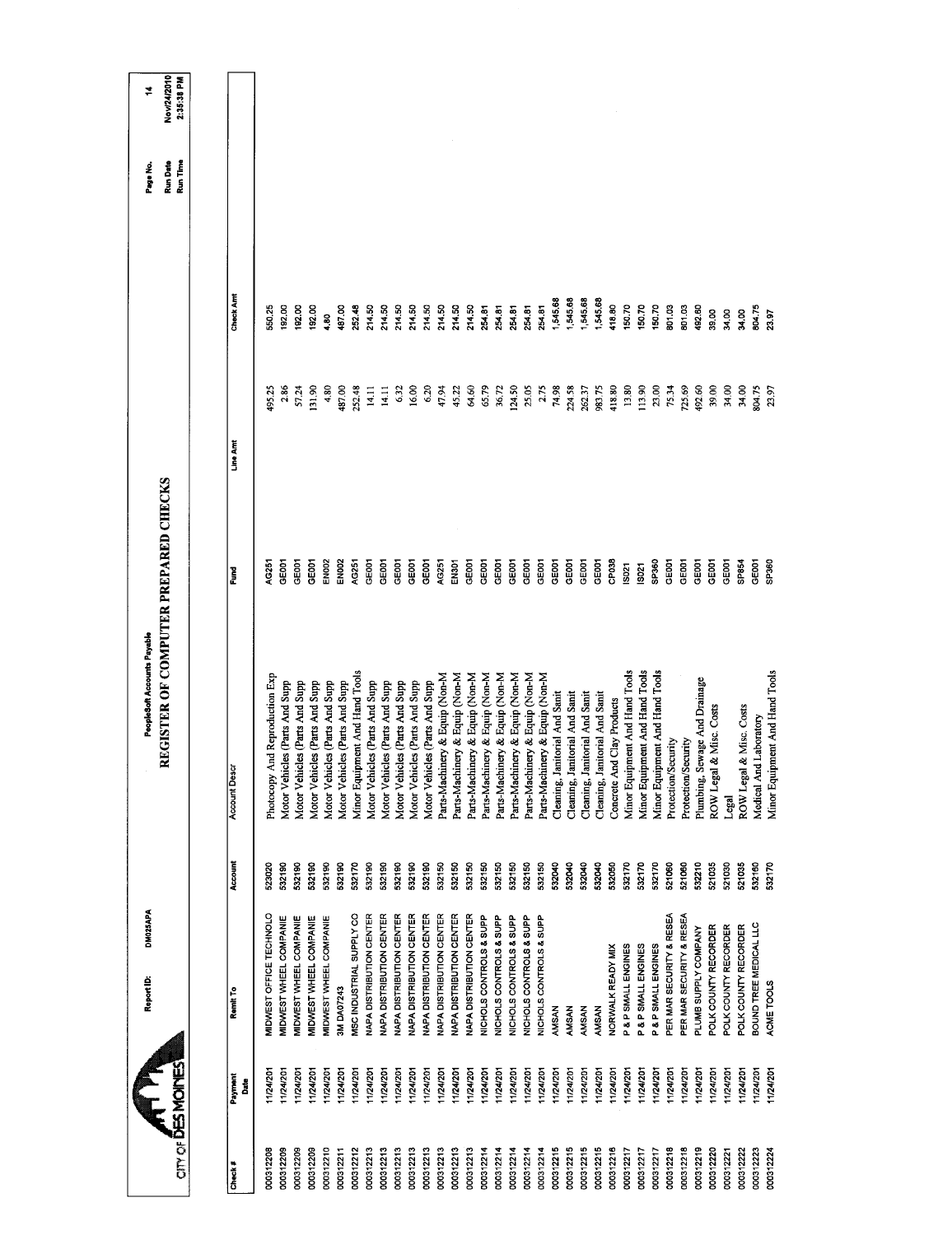CITY OF DES MOINES

Report ID: DM025APA

PeopleSoft Accounts Payable

# REGISTER OF COMPUTER PREPARED CHECKS

Run Date Nov/24/2010
Run Time 2:35:38 PM

| Check # | Payment Date | Remit To | Account | Account Descr | Fund | Line Amt | Check Amt |
|---|---|---|---|---|---|---|---|
| 000312208 | 11/24/201 | MIDWEST OFFICE TECHNOLO | 523020 | Photocopy And Reproduction Exp | AG251 | 495.25 | 550.25 |
| 000312209 | 11/24/201 | MIDWEST WHEEL COMPANIE | 532190 | Motor Vehicles (Parts And Supp | GE001 | 2.86 | 192.00 |
| 000312209 | 11/24/201 | MIDWEST WHEEL COMPANIE | 532190 | Motor Vehicles (Parts And Supp | GE001 | 57.24 | 192.00 |
| 000312209 | 11/24/201 | MIDWEST WHEEL COMPANIE | 532190 | Motor Vehicles (Parts And Supp | GE001 | 131.90 | 192.00 |
| 000312210 | 11/24/201 | MIDWEST WHEEL COMPANIE | 532190 | Motor Vehicles (Parts And Supp | EN002 | 4.80 | 4.80 |
| 000312211 | 11/24/201 | 3M DA07243 | 532190 | Motor Vehicles (Parts And Supp | EN002 | 487.00 | 487.00 |
| 000312212 | 11/24/201 | MSC INDUSTRIAL SUPPLY CO | 532170 | Minor Equipment And Hand Tools | AG251 | 252.48 | 252.48 |
| 000312213 | 11/24/201 | NAPA DISTRIBUTION CENTER | 532190 | Motor Vehicles (Parts And Supp | GE001 | 14.11 | 214.50 |
| 000312213 | 11/24/201 | NAPA DISTRIBUTION CENTER | 532190 | Motor Vehicles (Parts And Supp | GE001 | 14.11 | 214.50 |
| 000312213 | 11/24/201 | NAPA DISTRIBUTION CENTER | 532190 | Motor Vehicles (Parts And Supp | GE001 | 6.32 | 214.50 |
| 000312213 | 11/24/201 | NAPA DISTRIBUTION CENTER | 532190 | Motor Vehicles (Parts And Supp | GE001 | 16.00 | 214.50 |
| 000312213 | 11/24/201 | NAPA DISTRIBUTION CENTER | 532190 | Motor Vehicles (Parts And Supp | GE001 | 6.20 | 214.50 |
| 000312213 | 11/24/201 | NAPA DISTRIBUTION CENTER | 532150 | Parts-Machinery & Equip (Non-M | AG251 | 47.94 | 214.50 |
| 000312213 | 11/24/201 | NAPA DISTRIBUTION CENTER | 532150 | Parts-Machinery & Equip (Non-M | EN301 | 45.22 | 214.50 |
| 000312213 | 11/24/201 | NAPA DISTRIBUTION CENTER | 532150 | Parts-Machinery & Equip (Non-M | GE001 | 64.60 | 214.50 |
| 000312214 | 11/24/201 | NICHOLS CONTROLS & SUPP | 532150 | Parts-Machinery & Equip (Non-M | GE001 | 65.79 | 254.81 |
| 000312214 | 11/24/201 | NICHOLS CONTROLS & SUPP | 532150 | Parts-Machinery & Equip (Non-M | GE001 | 36.72 | 254.81 |
| 000312214 | 11/24/201 | NICHOLS CONTROLS & SUPP | 532150 | Parts-Machinery & Equip (Non-M | GE001 | 124.50 | 254.81 |
| 000312214 | 11/24/201 | NICHOLS CONTROLS & SUPP | 532150 | Parts-Machinery & Equip (Non-M | GE001 | 25.05 | 254.81 |
| 000312214 | 11/24/201 | NICHOLS CONTROLS & SUPP | 532150 | Parts-Machinery & Equip (Non-M | GE001 | 2.75 | 254.81 |
| 000312215 | 11/24/201 | AMSAN | 532040 | Cleaning, Janitorial And Sanit | GE001 | 74.98 | 1,545.68 |
| 000312215 | 11/24/201 | AMSAN | 532040 | Cleaning, Janitorial And Sanit | GE001 | 224.58 | 1,545.68 |
| 000312215 | 11/24/201 | AMSAN | 532040 | Cleaning, Janitorial And Sanit | GE001 | 262.37 | 1,545.68 |
| 000312215 | 11/24/201 | AMSAN | 532040 | Cleaning, Janitorial And Sanit | GE001 | 983.75 | 1,545.68 |
| 000312216 | 11/24/201 | NORWALK READY MIX | 532050 | Concrete And Clay Products | CP038 | 418.80 | 418.80 |
| 000312217 | 11/24/201 | P & P SMALL ENGINES | 532170 | Minor Equipment And Hand Tools | IS021 | 13.80 | 150.70 |
| 000312217 | 11/24/201 | P & P SMALL ENGINES | 532170 | Minor Equipment And Hand Tools | IS021 | 113.90 | 150.70 |
| 000312217 | 11/24/201 | P & P SMALL ENGINES | 532170 | Minor Equipment And Hand Tools | SP360 | 23.00 | 150.70 |
| 000312218 | 11/24/201 | PER MAR SECURITY & RESEA | 521060 | Protection/Security | GE001 | 75.34 | 801.03 |
| 000312218 | 11/24/201 | PER MAR SECURITY & RESEA | 521060 | Protection/Security | GE001 | 725.69 | 801.03 |
| 000312219 | 11/24/201 | PLUMB SUPPLY COMPANY | 532210 | Plumbing, Sewage And Drainage | GE001 | 492.60 | 492.60 |
| 000312220 | 11/24/201 | POLK COUNTY RECORDER | 521035 | ROW Legal & Misc. Costs | GE001 | 39.00 | 39.00 |
| 000312221 | 11/24/201 | POLK COUNTY RECORDER | 521030 | Legal | GE001 | 34.00 | 34.00 |
| 000312222 | 11/24/201 | POLK COUNTY RECORDER | 521035 | ROW Legal & Misc. Costs | SP854 | 34.00 | 34.00 |
| 000312223 | 11/24/201 | BOUND TREE MEDICAL LLC | 532160 | Medical And Laboratory | GE001 | 804.75 | 804.75 |
| 000312224 | 11/24/201 | ACME TOOLS | 532170 | Minor Equipment And Hand Tools | SP360 | 23.97 | 23.97 |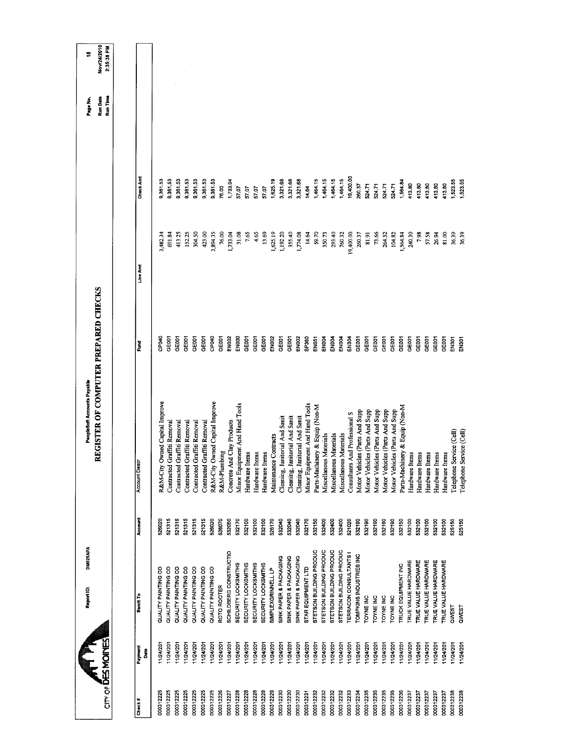CITY OF DES MOINES

Report ID: DM025APA

PeopleSoft Accounts Payable

# REGISTER OF COMPUTER PREPARED CHECKS

Run Date Nov/24/2010
Run Time 2:35:38 PM

| Check # | Payment Date | Remit To | Account | Account Descr | Fund | Line Amt | Check Amt |
|---|---|---|---|---|---|---|---|
| 000312225 | 11/24/201 | QUALITY PAINTING CO | 526020 | R&M-City Owned Capital Improve | CP040 | 3,482.34 | 9,381.53 |
| 000312225 | 11/24/201 | QUALITY PAINTING CO | 521315 | Contracted Graffiti Removal | GE001 | 691.84 | 9,381.53 |
| 000312225 | 11/24/201 | QUALITY PAINTING CO | 521315 | Contracted Graffiti Removal | GE001 | 413.25 | 9,381.53 |
| 000312225 | 11/24/201 | QUALITY PAINTING CO | 521315 | Contracted Graffiti Removal | GE001 | 152.25 | 9,381.53 |
| 000312225 | 11/24/201 | QUALITY PAINTING CO | 521315 | Contracted Graffiti Removal | GE001 | 304.50 | 9,381.53 |
| 000312225 | 11/24/201 | QUALITY PAINTING CO | 521315 | Contracted Graffiti Removal | GE001 | 423.00 | 9,381.53 |
| 000312225 | 11/24/201 | QUALITY PAINTING CO | 526020 | R&M-City Owned Capital Improve | CP040 | 3,894.35 | 9,381.53 |
| 000312226 | 11/24/201 | ROTO ROOTER | 526070 | R&M-Plumbing | GE001 | 76.00 | 76.00 |
| 000312227 | 11/24/201 | SCHILDBERG CONSTRUCTIO | 532050 | Concrete And Clay Products | EN002 | 1,733.04 | 1,733.04 |
| 000312228 | 11/24/201 | SECURITY LOCKSMITHS | 532170 | Minor Equipment And Hand Tools | EN000 | 31.08 | 57.07 |
| 000312228 | 11/24/201 | SECURITY LOCKSMITHS | 532100 | Hardware Items | GE001 | 7.65 | 57.07 |
| 000312228 | 11/24/201 | SECURITY LOCKSMITHS | 532100 | Hardware Items | GE001 | 4.65 | 57.07 |
| 000312228 | 11/24/201 | SECURITY LOCKSMITHS | 532100 | Hardware Items | GE001 | 13.69 | 57.07 |
| 000312229 | 11/24/201 | SIMPLEXGRINNELL LP | 526170 | Maintenance Contracts | EN002 | 1,625.19 | 1,625.19 |
| 000312230 | 11/24/201 | SINK PAPER & PACKAGING | 532040 | Cleaning, Janitorial And Sanit | GE001 | 1,192.20 | 3,321.68 |
| 000312230 | 11/24/201 | SINK PAPER & PACKAGING | 532040 | Cleaning, Janitorial And Sanit | GE001 | 355.40 | 3,321.68 |
| 000312230 | 11/24/201 | SINK PAPER & PACKAGING | 532040 | Cleaning, Janitorial And Sanit | EN002 | 1,774.08 | 3,321.68 |
| 000312231 | 11/24/201 | STAR EQUIPMENT LTD | 532170 | Minor Equipment And Hand Tools | SP360 | 14.64 | 14.64 |
| 000312232 | 11/24/201 | STETSON BUILDING PRODUC | 532150 | Parts-Machinery & Equip (Non-M | EN051 | 59.70 | 1,464.15 |
| 000312232 | 11/24/201 | STETSON BUILDING PRODUC | 532400 | Miscellanous Materials | EN004 | 350.73 | 1,464.15 |
| 000312232 | 11/24/201 | STETSON BUILDING PRODUC | 532400 | Miscellanous Materials | EN004 | 293.40 | 1,464.15 |
| 000312232 | 11/24/201 | STETSON BUILDING PRODUC | 532400 | Miscellanous Materials | EN004 | 760.32 | 1,464.15 |
| 000312233 | 11/24/201 | TERRACON CONSULTANTS I | 521020 | Consultants And Professional S | EN304 | 19,400.00 | 19,400.00 |
| 000312234 | 11/24/201 | TOMPKINS INDUSTRIES INC | 532190 | Motor Vehicles (Parts And Supp | GE001 | 260.37 | 260.37 |
| 000312235 | 11/24/201 | TOYNE INC | 532190 | Motor Vehicles (Parts And Supp | GE001 | 81.91 | 524.71 |
| 000312235 | 11/24/201 | TOYNE INC | 532190 | Motor Vehicles (Parts And Supp | GE001 | 73.66 | 524.71 |
| 000312235 | 11/24/201 | TOYNE INC | 532190 | Motor Vehicles (Parts And Supp | GE001 | 264.32 | 524.71 |
| 000312235 | 11/24/201 | TOYNE INC | 532190 | Motor Vehicles (Parts And Supp | GE001 | 104.82 | 524.71 |
| 000312236 | 11/24/201 | TRUCK EQUIPMENT INC | 532150 | Parts-Machinery & Equip (Non-M | GE001 | 1,564.84 | 1,564.84 |
| 000312237 | 11/24/201 | TRUE VALUE HARDWARE | 532100 | Hardware Items | GE001 | 240.30 | 413.80 |
| 000312237 | 11/24/201 | TRUE VALUE HARDWARE | 532100 | Hardware Items | GE001 | 7.98 | 413.80 |
| 000312237 | 11/24/201 | TRUE VALUE HARDWARE | 532100 | Hardware Items | GE001 | 57.58 | 413.80 |
| 000312237 | 11/24/201 | TRUE VALUE HARDWARE | 532100 | Hardware Items | GE001 | 26.94 | 413.80 |
| 000312237 | 11/24/201 | TRUE VALUE HARDWARE | 532100 | Hardware Items | GE001 | 81.00 | 413.80 |
| 000312238 | 11/24/201 | QWEST | 525150 | Telephone Service (Cell) | EN301 | 36.39 | 1,523.55 |
| 000312238 | 11/24/201 | QWEST | 525150 | Telephone Service (Cell) | EN301 | 36.39 | 1,523.55 |